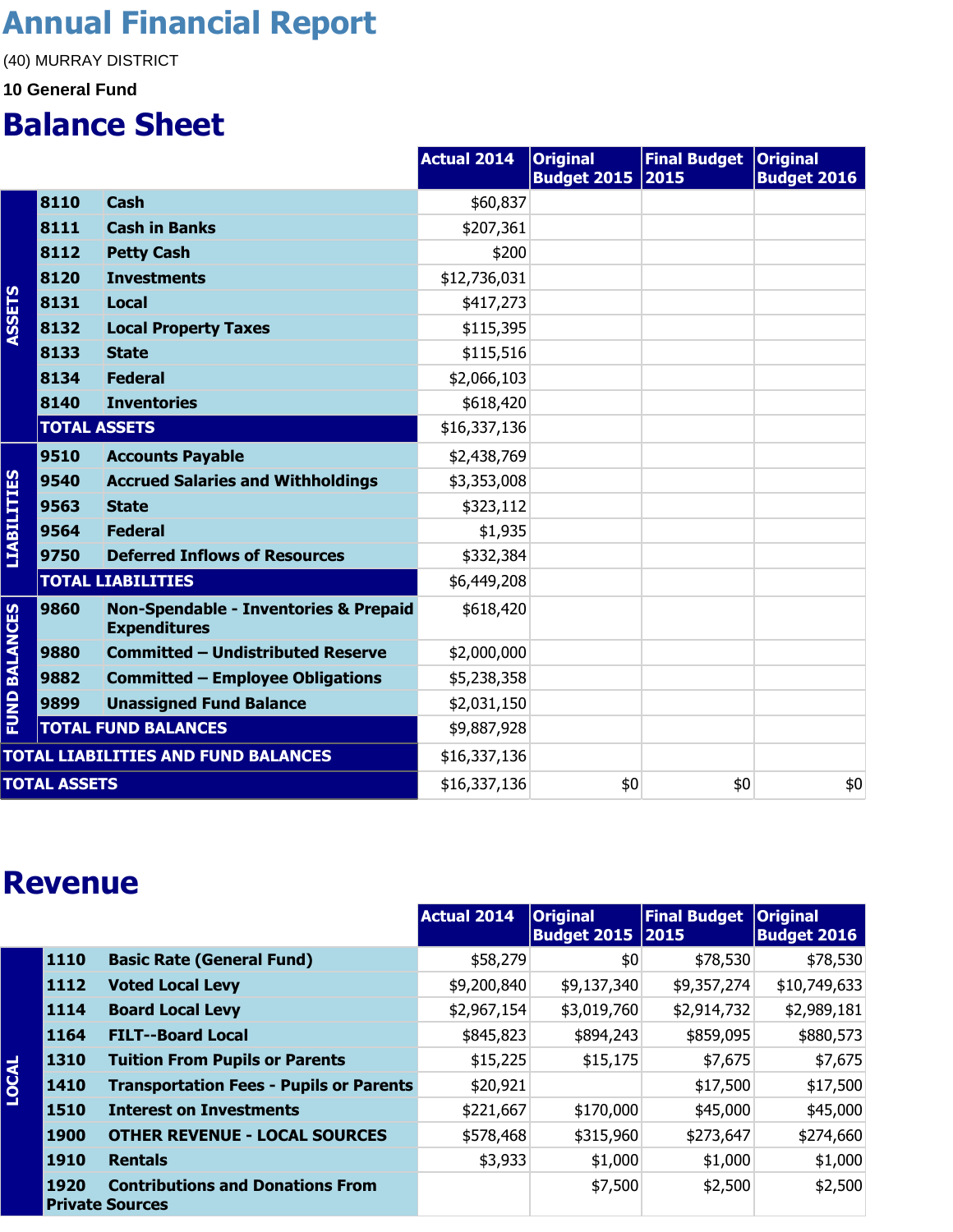# Annual Financial Report

(40) MURRAY DISTRICT

**10 General Fund**

## Balance Sheet

| | | | Actual 2014 | Original Budget 2015 | Final Budget 2015 | Original Budget 2016 |
|---|---|---|---|---|---|---|
| ASSETS | 8110 | Cash | $60,837 | | | |
| | 8111 | Cash in Banks | $207,361 | | | |
| | 8112 | Petty Cash | $200 | | | |
| | 8120 | Investments | $12,736,031 | | | |
| | 8131 | Local | $417,273 | | | |
| | 8132 | Local Property Taxes | $115,395 | | | |
| | 8133 | State | $115,516 | | | |
| | 8134 | Federal | $2,066,103 | | | |
| | 8140 | Inventories | $618,420 | | | |
| | TOTAL ASSETS | | $16,337,136 | | | |
| LIABILITIES | 9510 | Accounts Payable | $2,438,769 | | | |
| | 9540 | Accrued Salaries and Withholdings | $3,353,008 | | | |
| | 9563 | State | $323,112 | | | |
| | 9564 | Federal | $1,935 | | | |
| | 9750 | Deferred Inflows of Resources | $332,384 | | | |
| | TOTAL LIABILITIES | | $6,449,208 | | | |
| FUND BALANCES | 9860 | Non-Spendable - Inventories & Prepaid Expenditures | $618,420 | | | |
| | 9880 | Committed – Undistributed Reserve | $2,000,000 | | | |
| | 9882 | Committed – Employee Obligations | $5,238,358 | | | |
| | 9899 | Unassigned Fund Balance | $2,031,150 | | | |
| | TOTAL FUND BALANCES | | $9,887,928 | | | |
| TOTAL LIABILITIES AND FUND BALANCES | | | $16,337,136 | | | |
| TOTAL ASSETS | | | $16,337,136 | $0 | $0 | $0 |

## Revenue

| | | | Actual 2014 | Original Budget 2015 | Final Budget 2015 | Original Budget 2016 |
|---|---|---|---|---|---|---|
| LOCAL | 1110 | Basic Rate (General Fund) | $58,279 | $0 | $78,530 | $78,530 |
| | 1112 | Voted Local Levy | $9,200,840 | $9,137,340 | $9,357,274 | $10,749,633 |
| | 1114 | Board Local Levy | $2,967,154 | $3,019,760 | $2,914,732 | $2,989,181 |
| | 1164 | FILT--Board Local | $845,823 | $894,243 | $859,095 | $880,573 |
| | 1310 | Tuition From Pupils or Parents | $15,225 | $15,175 | $7,675 | $7,675 |
| | 1410 | Transportation Fees - Pupils or Parents | $20,921 | | $17,500 | $17,500 |
| | 1510 | Interest on Investments | $221,667 | $170,000 | $45,000 | $45,000 |
| | 1900 | OTHER REVENUE - LOCAL SOURCES | $578,468 | $315,960 | $273,647 | $274,660 |
| | 1910 | Rentals | $3,933 | $1,000 | $1,000 | $1,000 |
| | 1920 | Contributions and Donations From Private Sources | | $7,500 | $2,500 | $2,500 |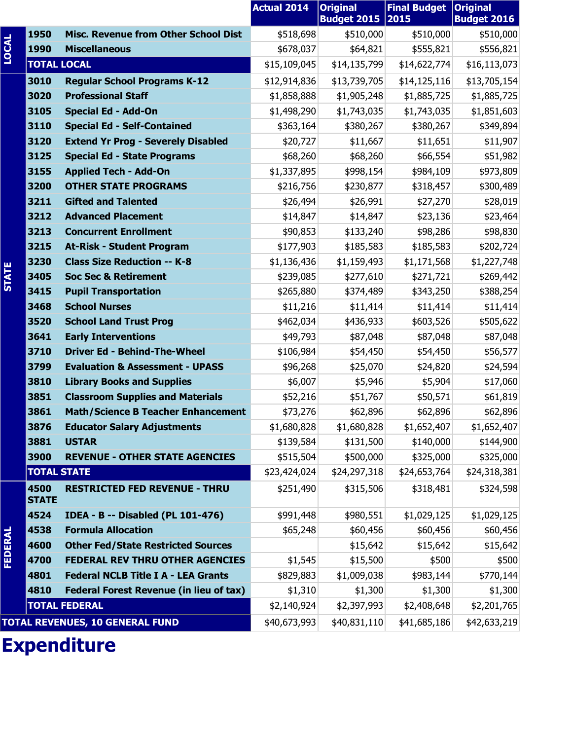| | | | Actual 2014 | Original Budget 2015 | Final Budget 2015 | Original Budget 2016 |
|---|---|---|---|---|---|---|
| LOCAL | 1950 | Misc. Revenue from Other School Dist | $518,698 | $510,000 | $510,000 | $510,000 |
| | 1990 | Miscellaneous | $678,037 | $64,821 | $555,821 | $556,821 |
| | TOTAL LOCAL | | $15,109,045 | $14,135,799 | $14,622,774 | $16,113,073 |
| STATE | 3010 | Regular School Programs K-12 | $12,914,836 | $13,739,705 | $14,125,116 | $13,705,154 |
| | 3020 | Professional Staff | $1,858,888 | $1,905,248 | $1,885,725 | $1,885,725 |
| | 3105 | Special Ed - Add-On | $1,498,290 | $1,743,035 | $1,743,035 | $1,851,603 |
| | 3110 | Special Ed - Self-Contained | $363,164 | $380,267 | $380,267 | $349,894 |
| | 3120 | Extend Yr Prog - Severely Disabled | $20,727 | $11,667 | $11,651 | $11,907 |
| | 3125 | Special Ed - State Programs | $68,260 | $68,260 | $66,554 | $51,982 |
| | 3155 | Applied Tech - Add-On | $1,337,895 | $998,154 | $984,109 | $973,809 |
| | 3200 | OTHER STATE PROGRAMS | $216,756 | $230,877 | $318,457 | $300,489 |
| | 3211 | Gifted and Talented | $26,494 | $26,991 | $27,270 | $28,019 |
| | 3212 | Advanced Placement | $14,847 | $14,847 | $23,136 | $23,464 |
| | 3213 | Concurrent Enrollment | $90,853 | $133,240 | $98,286 | $98,830 |
| | 3215 | At-Risk - Student Program | $177,903 | $185,583 | $185,583 | $202,724 |
| | 3230 | Class Size Reduction -- K-8 | $1,136,436 | $1,159,493 | $1,171,568 | $1,227,748 |
| | 3405 | Soc Sec & Retirement | $239,085 | $277,610 | $271,721 | $269,442 |
| | 3415 | Pupil Transportation | $265,880 | $374,489 | $343,250 | $388,254 |
| | 3468 | School Nurses | $11,216 | $11,414 | $11,414 | $11,414 |
| | 3520 | School Land Trust Prog | $462,034 | $436,933 | $603,526 | $505,622 |
| | 3641 | Early Interventions | $49,793 | $87,048 | $87,048 | $87,048 |
| | 3710 | Driver Ed - Behind-The-Wheel | $106,984 | $54,450 | $54,450 | $56,577 |
| | 3799 | Evaluation & Assessment - UPASS | $96,268 | $25,070 | $24,820 | $24,594 |
| | 3810 | Library Books and Supplies | $6,007 | $5,946 | $5,904 | $17,060 |
| | 3851 | Classroom Supplies and Materials | $52,216 | $51,767 | $50,571 | $61,819 |
| | 3861 | Math/Science B Teacher Enhancement | $73,276 | $62,896 | $62,896 | $62,896 |
| | 3876 | Educator Salary Adjustments | $1,680,828 | $1,680,828 | $1,652,407 | $1,652,407 |
| | 3881 | USTAR | $139,584 | $131,500 | $140,000 | $144,900 |
| | 3900 | REVENUE - OTHER STATE AGENCIES | $515,504 | $500,000 | $325,000 | $325,000 |
| | TOTAL STATE | | $23,424,024 | $24,297,318 | $24,653,764 | $24,318,381 |
| FEDERAL | 4500 | RESTRICTED FED REVENUE - THRU STATE | $251,490 | $315,506 | $318,481 | $324,598 |
| | 4524 | IDEA - B -- Disabled (PL 101-476) | $991,448 | $980,551 | $1,029,125 | $1,029,125 |
| | 4538 | Formula Allocation | $65,248 | $60,456 | $60,456 | $60,456 |
| | 4600 | Other Fed/State Restricted Sources | | $15,642 | $15,642 | $15,642 |
| | 4700 | FEDERAL REV THRU OTHER AGENCIES | $1,545 | $15,500 | $500 | $500 |
| | 4801 | Federal NCLB Title I A - LEA Grants | $829,883 | $1,009,038 | $983,144 | $770,144 |
| | 4810 | Federal Forest Revenue (in lieu of tax) | $1,310 | $1,300 | $1,300 | $1,300 |
| | TOTAL FEDERAL | | $2,140,924 | $2,397,993 | $2,408,648 | $2,201,765 |
| TOTAL REVENUES, 10 GENERAL FUND | | | $40,673,993 | $40,831,110 | $41,685,186 | $42,633,219 |

# Expenditure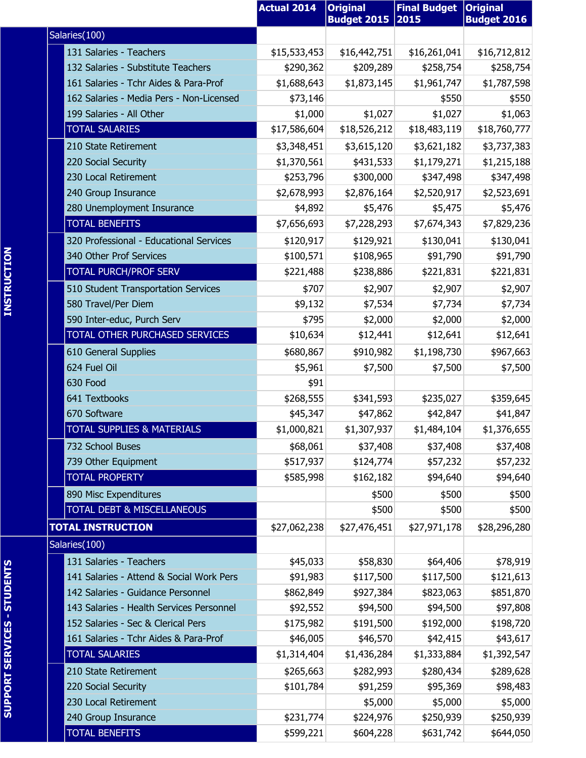| | | Actual 2014 | Original Budget 2015 | Final Budget 2015 | Original Budget 2016 |
|---|---|---|---|---|---|
| INSTRUCTION | Salaries(100) | | | | |
| | 131 Salaries - Teachers | $15,533,453 | $16,442,751 | $16,261,041 | $16,712,812 |
| | 132 Salaries - Substitute Teachers | $290,362 | $209,289 | $258,754 | $258,754 |
| | 161 Salaries - Tchr Aides & Para-Prof | $1,688,643 | $1,873,145 | $1,961,747 | $1,787,598 |
| | 162 Salaries - Media Pers - Non-Licensed | $73,146 | | $550 | $550 |
| | 199 Salaries - All Other | $1,000 | $1,027 | $1,027 | $1,063 |
| | TOTAL SALARIES | $17,586,604 | $18,526,212 | $18,483,119 | $18,760,777 |
| | 210 State Retirement | $3,348,451 | $3,615,120 | $3,621,182 | $3,737,383 |
| | 220 Social Security | $1,370,561 | $431,533 | $1,179,271 | $1,215,188 |
| | 230 Local Retirement | $253,796 | $300,000 | $347,498 | $347,498 |
| | 240 Group Insurance | $2,678,993 | $2,876,164 | $2,520,917 | $2,523,691 |
| | 280 Unemployment Insurance | $4,892 | $5,476 | $5,475 | $5,476 |
| | TOTAL BENEFITS | $7,656,693 | $7,228,293 | $7,674,343 | $7,829,236 |
| | 320 Professional - Educational Services | $120,917 | $129,921 | $130,041 | $130,041 |
| | 340 Other Prof Services | $100,571 | $108,965 | $91,790 | $91,790 |
| | TOTAL PURCH/PROF SERV | $221,488 | $238,886 | $221,831 | $221,831 |
| | 510 Student Transportation Services | $707 | $2,907 | $2,907 | $2,907 |
| | 580 Travel/Per Diem | $9,132 | $7,534 | $7,734 | $7,734 |
| | 590 Inter-educ, Purch Serv | $795 | $2,000 | $2,000 | $2,000 |
| | TOTAL OTHER PURCHASED SERVICES | $10,634 | $12,441 | $12,641 | $12,641 |
| | 610 General Supplies | $680,867 | $910,982 | $1,198,730 | $967,663 |
| | 624 Fuel Oil | $5,961 | $7,500 | $7,500 | $7,500 |
| | 630 Food | $91 | | | |
| | 641 Textbooks | $268,555 | $341,593 | $235,027 | $359,645 |
| | 670 Software | $45,347 | $47,862 | $42,847 | $41,847 |
| | TOTAL SUPPLIES & MATERIALS | $1,000,821 | $1,307,937 | $1,484,104 | $1,376,655 |
| | 732 School Buses | $68,061 | $37,408 | $37,408 | $37,408 |
| | 739 Other Equipment | $517,937 | $124,774 | $57,232 | $57,232 |
| | TOTAL PROPERTY | $585,998 | $162,182 | $94,640 | $94,640 |
| | 890 Misc Expenditures | | $500 | $500 | $500 |
| | TOTAL DEBT & MISCELLANEOUS | | $500 | $500 | $500 |
| | **TOTAL INSTRUCTION** | $27,062,238 | $27,476,451 | $27,971,178 | $28,296,280 |
| SUPPORT SERVICES - STUDENTS | Salaries(100) | | | | |
| | 131 Salaries - Teachers | $45,033 | $58,830 | $64,406 | $78,919 |
| | 141 Salaries - Attend & Social Work Pers | $91,983 | $117,500 | $117,500 | $121,613 |
| | 142 Salaries - Guidance Personnel | $862,849 | $927,384 | $823,063 | $851,870 |
| | 143 Salaries - Health Services Personnel | $92,552 | $94,500 | $94,500 | $97,808 |
| | 152 Salaries - Sec & Clerical Pers | $175,982 | $191,500 | $192,000 | $198,720 |
| | 161 Salaries - Tchr Aides & Para-Prof | $46,005 | $46,570 | $42,415 | $43,617 |
| | TOTAL SALARIES | $1,314,404 | $1,436,284 | $1,333,884 | $1,392,547 |
| | 210 State Retirement | $265,663 | $282,993 | $280,434 | $289,628 |
| | 220 Social Security | $101,784 | $91,259 | $95,369 | $98,483 |
| | 230 Local Retirement | | $5,000 | $5,000 | $5,000 |
| | 240 Group Insurance | $231,774 | $224,976 | $250,939 | $250,939 |
| | TOTAL BENEFITS | $599,221 | $604,228 | $631,742 | $644,050 |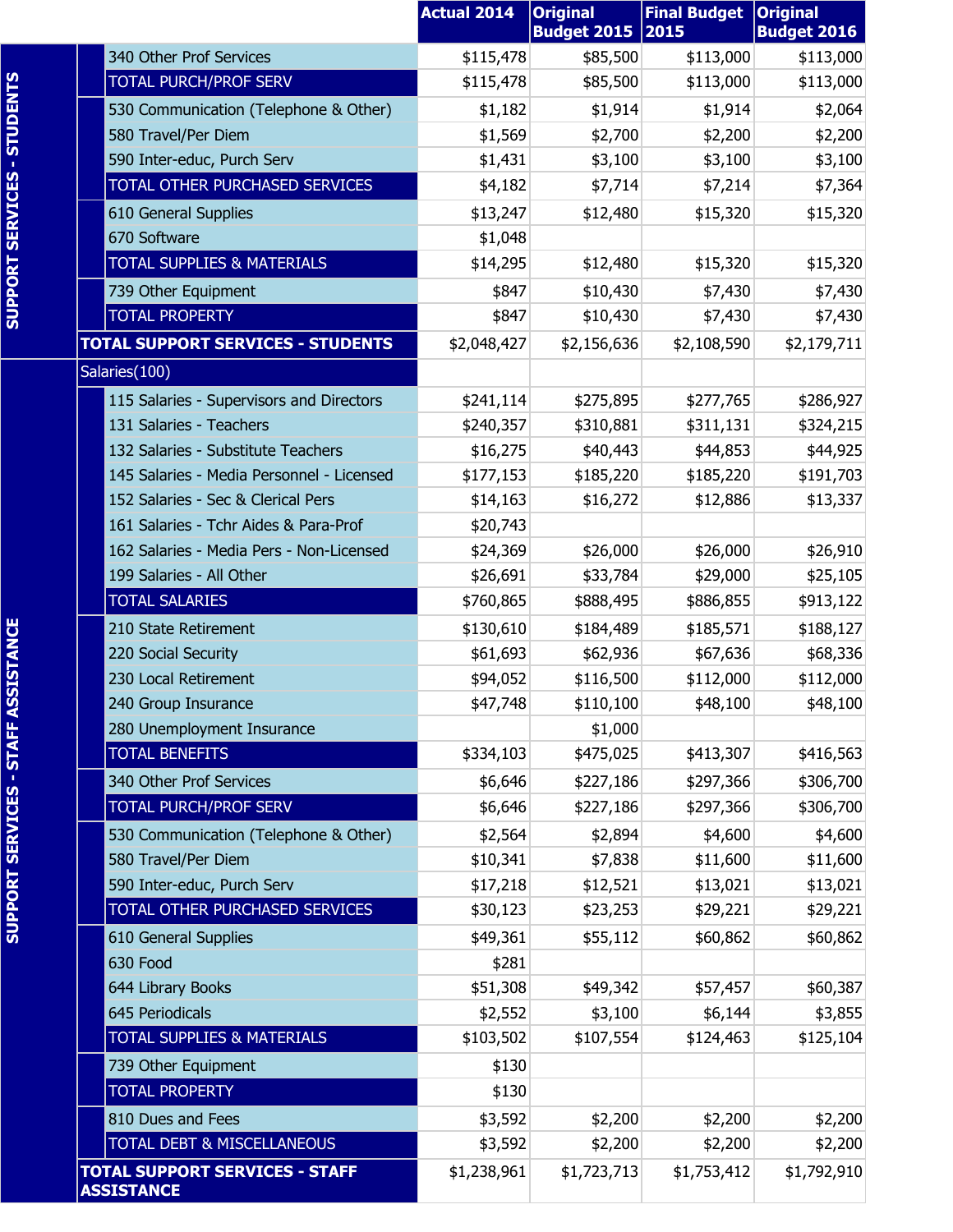| | | | Actual 2014 | Original Budget 2015 | Final Budget 2015 | Original Budget 2016 |
|---|---|---|---|---|---|---|
| SUPPORT SERVICES - STUDENTS | | 340 Other Prof Services | $115,478 | $85,500 | $113,000 | $113,000 |
| | | TOTAL PURCH/PROF SERV | $115,478 | $85,500 | $113,000 | $113,000 |
| | | 530 Communication (Telephone & Other) | $1,182 | $1,914 | $1,914 | $2,064 |
| | | 580 Travel/Per Diem | $1,569 | $2,700 | $2,200 | $2,200 |
| | | 590 Inter-educ, Purch Serv | $1,431 | $3,100 | $3,100 | $3,100 |
| | | TOTAL OTHER PURCHASED SERVICES | $4,182 | $7,714 | $7,214 | $7,364 |
| | | 610 General Supplies | $13,247 | $12,480 | $15,320 | $15,320 |
| | | 670 Software | $1,048 | | | |
| | | TOTAL SUPPLIES & MATERIALS | $14,295 | $12,480 | $15,320 | $15,320 |
| | | 739 Other Equipment | $847 | $10,430 | $7,430 | $7,430 |
| | | TOTAL PROPERTY | $847 | $10,430 | $7,430 | $7,430 |
| | TOTAL SUPPORT SERVICES - STUDENTS | | $2,048,427 | $2,156,636 | $2,108,590 | $2,179,711 |
| SUPPORT SERVICES - STAFF ASSISTANCE | Salaries(100) | | | | | |
| | | 115 Salaries - Supervisors and Directors | $241,114 | $275,895 | $277,765 | $286,927 |
| | | 131 Salaries - Teachers | $240,357 | $310,881 | $311,131 | $324,215 |
| | | 132 Salaries - Substitute Teachers | $16,275 | $40,443 | $44,853 | $44,925 |
| | | 145 Salaries - Media Personnel - Licensed | $177,153 | $185,220 | $185,220 | $191,703 |
| | | 152 Salaries - Sec & Clerical Pers | $14,163 | $16,272 | $12,886 | $13,337 |
| | | 161 Salaries - Tchr Aides & Para-Prof | $20,743 | | | |
| | | 162 Salaries - Media Pers - Non-Licensed | $24,369 | $26,000 | $26,000 | $26,910 |
| | | 199 Salaries - All Other | $26,691 | $33,784 | $29,000 | $25,105 |
| | | TOTAL SALARIES | $760,865 | $888,495 | $886,855 | $913,122 |
| | | 210 State Retirement | $130,610 | $184,489 | $185,571 | $188,127 |
| | | 220 Social Security | $61,693 | $62,936 | $67,636 | $68,336 |
| | | 230 Local Retirement | $94,052 | $116,500 | $112,000 | $112,000 |
| | | 240 Group Insurance | $47,748 | $110,100 | $48,100 | $48,100 |
| | | 280 Unemployment Insurance | | $1,000 | | |
| | | TOTAL BENEFITS | $334,103 | $475,025 | $413,307 | $416,563 |
| | | 340 Other Prof Services | $6,646 | $227,186 | $297,366 | $306,700 |
| | | TOTAL PURCH/PROF SERV | $6,646 | $227,186 | $297,366 | $306,700 |
| | | 530 Communication (Telephone & Other) | $2,564 | $2,894 | $4,600 | $4,600 |
| | | 580 Travel/Per Diem | $10,341 | $7,838 | $11,600 | $11,600 |
| | | 590 Inter-educ, Purch Serv | $17,218 | $12,521 | $13,021 | $13,021 |
| | | TOTAL OTHER PURCHASED SERVICES | $30,123 | $23,253 | $29,221 | $29,221 |
| | | 610 General Supplies | $49,361 | $55,112 | $60,862 | $60,862 |
| | | 630 Food | $281 | | | |
| | | 644 Library Books | $51,308 | $49,342 | $57,457 | $60,387 |
| | | 645 Periodicals | $2,552 | $3,100 | $6,144 | $3,855 |
| | | TOTAL SUPPLIES & MATERIALS | $103,502 | $107,554 | $124,463 | $125,104 |
| | | 739 Other Equipment | $130 | | | |
| | | TOTAL PROPERTY | $130 | | | |
| | | 810 Dues and Fees | $3,592 | $2,200 | $2,200 | $2,200 |
| | | TOTAL DEBT & MISCELLANEOUS | $3,592 | $2,200 | $2,200 | $2,200 |
| | TOTAL SUPPORT SERVICES - STAFF ASSISTANCE | | $1,238,961 | $1,723,713 | $1,753,412 | $1,792,910 |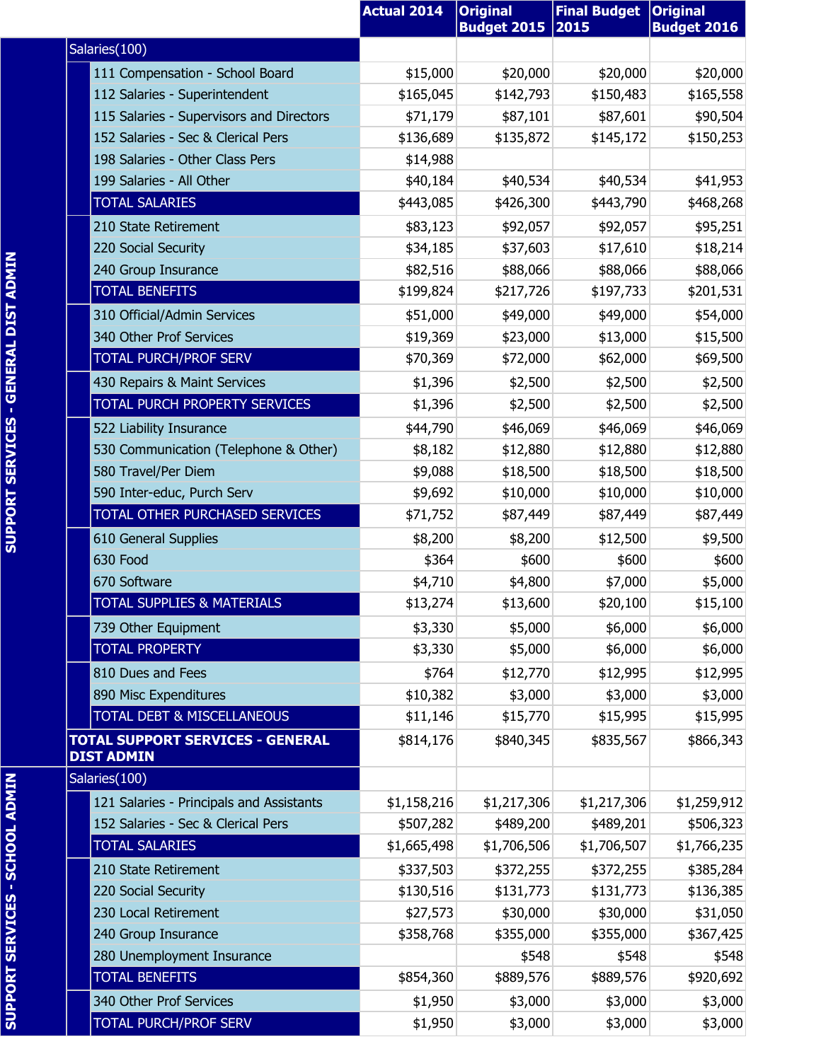| | | Actual 2014 | Original Budget 2015 | Final Budget 2015 | Original Budget 2016 |
|---|---|---|---|---|---|
| SUPPORT SERVICES - GENERAL DIST ADMIN | Salaries(100) | | | | |
| | 111 Compensation - School Board | $15,000 | $20,000 | $20,000 | $20,000 |
| | 112 Salaries - Superintendent | $165,045 | $142,793 | $150,483 | $165,558 |
| | 115 Salaries - Supervisors and Directors | $71,179 | $87,101 | $87,601 | $90,504 |
| | 152 Salaries - Sec & Clerical Pers | $136,689 | $135,872 | $145,172 | $150,253 |
| | 198 Salaries - Other Class Pers | $14,988 | | | |
| | 199 Salaries - All Other | $40,184 | $40,534 | $40,534 | $41,953 |
| | TOTAL SALARIES | $443,085 | $426,300 | $443,790 | $468,268 |
| | 210 State Retirement | $83,123 | $92,057 | $92,057 | $95,251 |
| | 220 Social Security | $34,185 | $37,603 | $17,610 | $18,214 |
| | 240 Group Insurance | $82,516 | $88,066 | $88,066 | $88,066 |
| | TOTAL BENEFITS | $199,824 | $217,726 | $197,733 | $201,531 |
| | 310 Official/Admin Services | $51,000 | $49,000 | $49,000 | $54,000 |
| | 340 Other Prof Services | $19,369 | $23,000 | $13,000 | $15,500 |
| | TOTAL PURCH/PROF SERV | $70,369 | $72,000 | $62,000 | $69,500 |
| | 430 Repairs & Maint Services | $1,396 | $2,500 | $2,500 | $2,500 |
| | TOTAL PURCH PROPERTY SERVICES | $1,396 | $2,500 | $2,500 | $2,500 |
| | 522 Liability Insurance | $44,790 | $46,069 | $46,069 | $46,069 |
| | 530 Communication (Telephone & Other) | $8,182 | $12,880 | $12,880 | $12,880 |
| | 580 Travel/Per Diem | $9,088 | $18,500 | $18,500 | $18,500 |
| | 590 Inter-educ, Purch Serv | $9,692 | $10,000 | $10,000 | $10,000 |
| | TOTAL OTHER PURCHASED SERVICES | $71,752 | $87,449 | $87,449 | $87,449 |
| | 610 General Supplies | $8,200 | $8,200 | $12,500 | $9,500 |
| | 630 Food | $364 | $600 | $600 | $600 |
| | 670 Software | $4,710 | $4,800 | $7,000 | $5,000 |
| | TOTAL SUPPLIES & MATERIALS | $13,274 | $13,600 | $20,100 | $15,100 |
| | 739 Other Equipment | $3,330 | $5,000 | $6,000 | $6,000 |
| | TOTAL PROPERTY | $3,330 | $5,000 | $6,000 | $6,000 |
| | 810 Dues and Fees | $764 | $12,770 | $12,995 | $12,995 |
| | 890 Misc Expenditures | $10,382 | $3,000 | $3,000 | $3,000 |
| | TOTAL DEBT & MISCELLANEOUS | $11,146 | $15,770 | $15,995 | $15,995 |
| | **TOTAL SUPPORT SERVICES - GENERAL DIST ADMIN** | $814,176 | $840,345 | $835,567 | $866,343 |
| SUPPORT SERVICES - SCHOOL ADMIN | Salaries(100) | | | | |
| | 121 Salaries - Principals and Assistants | $1,158,216 | $1,217,306 | $1,217,306 | $1,259,912 |
| | 152 Salaries - Sec & Clerical Pers | $507,282 | $489,200 | $489,201 | $506,323 |
| | TOTAL SALARIES | $1,665,498 | $1,706,506 | $1,706,507 | $1,766,235 |
| | 210 State Retirement | $337,503 | $372,255 | $372,255 | $385,284 |
| | 220 Social Security | $130,516 | $131,773 | $131,773 | $136,385 |
| | 230 Local Retirement | $27,573 | $30,000 | $30,000 | $31,050 |
| | 240 Group Insurance | $358,768 | $355,000 | $355,000 | $367,425 |
| | 280 Unemployment Insurance | | $548 | $548 | $548 |
| | TOTAL BENEFITS | $854,360 | $889,576 | $889,576 | $920,692 |
| | 340 Other Prof Services | $1,950 | $3,000 | $3,000 | $3,000 |
| | TOTAL PURCH/PROF SERV | $1,950 | $3,000 | $3,000 | $3,000 |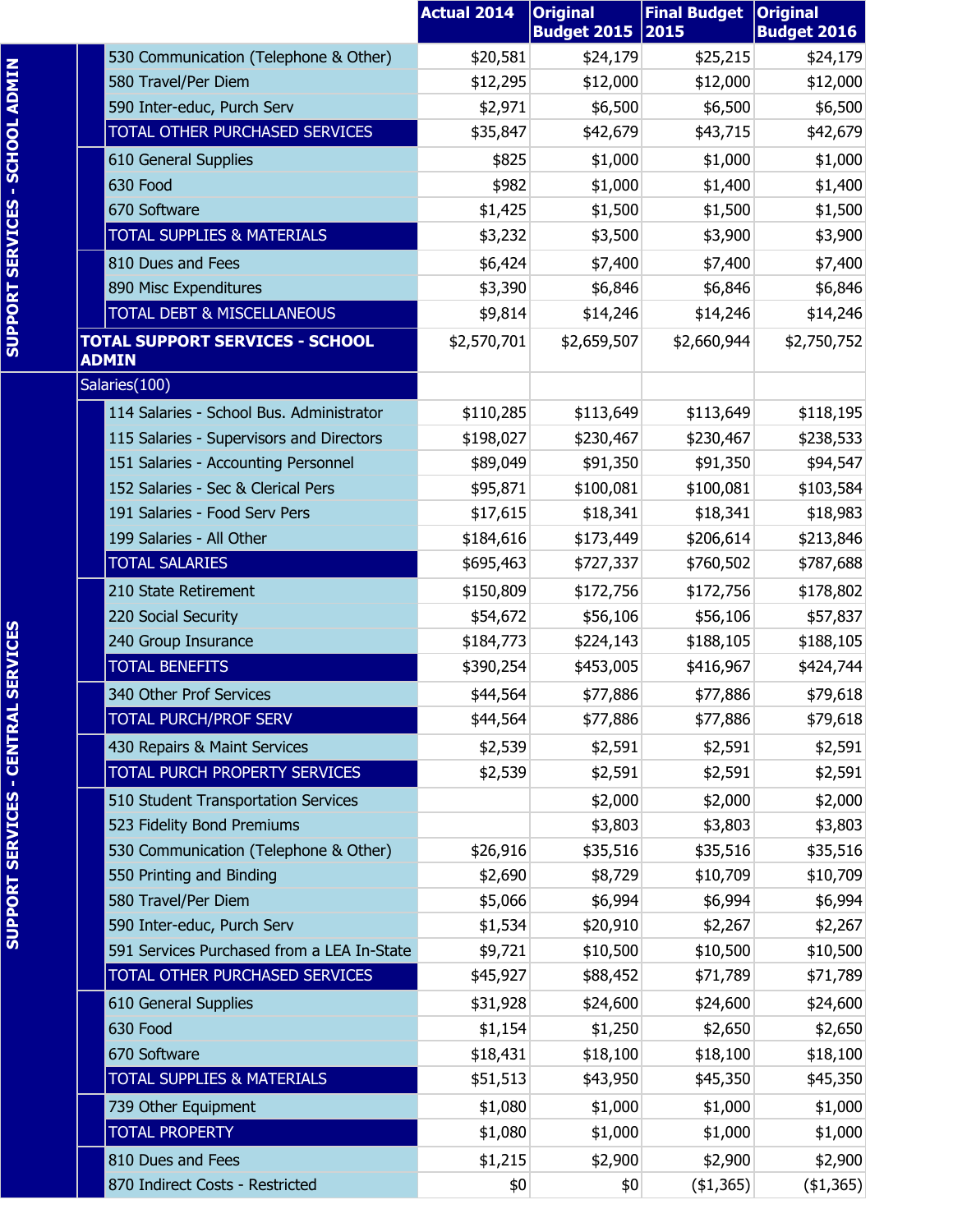| | | Actual 2014 | Original Budget 2015 | Final Budget 2015 | Original Budget 2016 |
|---|---|---|---|---|---|
| SUPPORT SERVICES - SCHOOL ADMIN | 530 Communication (Telephone & Other) | $20,581 | $24,179 | $25,215 | $24,179 |
| | 580 Travel/Per Diem | $12,295 | $12,000 | $12,000 | $12,000 |
| | 590 Inter-educ, Purch Serv | $2,971 | $6,500 | $6,500 | $6,500 |
| | TOTAL OTHER PURCHASED SERVICES | $35,847 | $42,679 | $43,715 | $42,679 |
| | 610 General Supplies | $825 | $1,000 | $1,000 | $1,000 |
| | 630 Food | $982 | $1,000 | $1,400 | $1,400 |
| | 670 Software | $1,425 | $1,500 | $1,500 | $1,500 |
| | TOTAL SUPPLIES & MATERIALS | $3,232 | $3,500 | $3,900 | $3,900 |
| | 810 Dues and Fees | $6,424 | $7,400 | $7,400 | $7,400 |
| | 890 Misc Expenditures | $3,390 | $6,846 | $6,846 | $6,846 |
| | TOTAL DEBT & MISCELLANEOUS | $9,814 | $14,246 | $14,246 | $14,246 |
| | **TOTAL SUPPORT SERVICES - SCHOOL ADMIN** | $2,570,701 | $2,659,507 | $2,660,944 | $2,750,752 |
| SUPPORT SERVICES - CENTRAL SERVICES | Salaries(100) | | | | |
| | 114 Salaries - School Bus. Administrator | $110,285 | $113,649 | $113,649 | $118,195 |
| | 115 Salaries - Supervisors and Directors | $198,027 | $230,467 | $230,467 | $238,533 |
| | 151 Salaries - Accounting Personnel | $89,049 | $91,350 | $91,350 | $94,547 |
| | 152 Salaries - Sec & Clerical Pers | $95,871 | $100,081 | $100,081 | $103,584 |
| | 191 Salaries - Food Serv Pers | $17,615 | $18,341 | $18,341 | $18,983 |
| | 199 Salaries - All Other | $184,616 | $173,449 | $206,614 | $213,846 |
| | TOTAL SALARIES | $695,463 | $727,337 | $760,502 | $787,688 |
| | 210 State Retirement | $150,809 | $172,756 | $172,756 | $178,802 |
| | 220 Social Security | $54,672 | $56,106 | $56,106 | $57,837 |
| | 240 Group Insurance | $184,773 | $224,143 | $188,105 | $188,105 |
| | TOTAL BENEFITS | $390,254 | $453,005 | $416,967 | $424,744 |
| | 340 Other Prof Services | $44,564 | $77,886 | $77,886 | $79,618 |
| | TOTAL PURCH/PROF SERV | $44,564 | $77,886 | $77,886 | $79,618 |
| | 430 Repairs & Maint Services | $2,539 | $2,591 | $2,591 | $2,591 |
| | TOTAL PURCH PROPERTY SERVICES | $2,539 | $2,591 | $2,591 | $2,591 |
| | 510 Student Transportation Services | | $2,000 | $2,000 | $2,000 |
| | 523 Fidelity Bond Premiums | | $3,803 | $3,803 | $3,803 |
| | 530 Communication (Telephone & Other) | $26,916 | $35,516 | $35,516 | $35,516 |
| | 550 Printing and Binding | $2,690 | $8,729 | $10,709 | $10,709 |
| | 580 Travel/Per Diem | $5,066 | $6,994 | $6,994 | $6,994 |
| | 590 Inter-educ, Purch Serv | $1,534 | $20,910 | $2,267 | $2,267 |
| | 591 Services Purchased from a LEA In-State | $9,721 | $10,500 | $10,500 | $10,500 |
| | TOTAL OTHER PURCHASED SERVICES | $45,927 | $88,452 | $71,789 | $71,789 |
| | 610 General Supplies | $31,928 | $24,600 | $24,600 | $24,600 |
| | 630 Food | $1,154 | $1,250 | $2,650 | $2,650 |
| | 670 Software | $18,431 | $18,100 | $18,100 | $18,100 |
| | TOTAL SUPPLIES & MATERIALS | $51,513 | $43,950 | $45,350 | $45,350 |
| | 739 Other Equipment | $1,080 | $1,000 | $1,000 | $1,000 |
| | TOTAL PROPERTY | $1,080 | $1,000 | $1,000 | $1,000 |
| | 810 Dues and Fees | $1,215 | $2,900 | $2,900 | $2,900 |
| | 870 Indirect Costs - Restricted | $0 | $0 | ($1,365) | ($1,365) |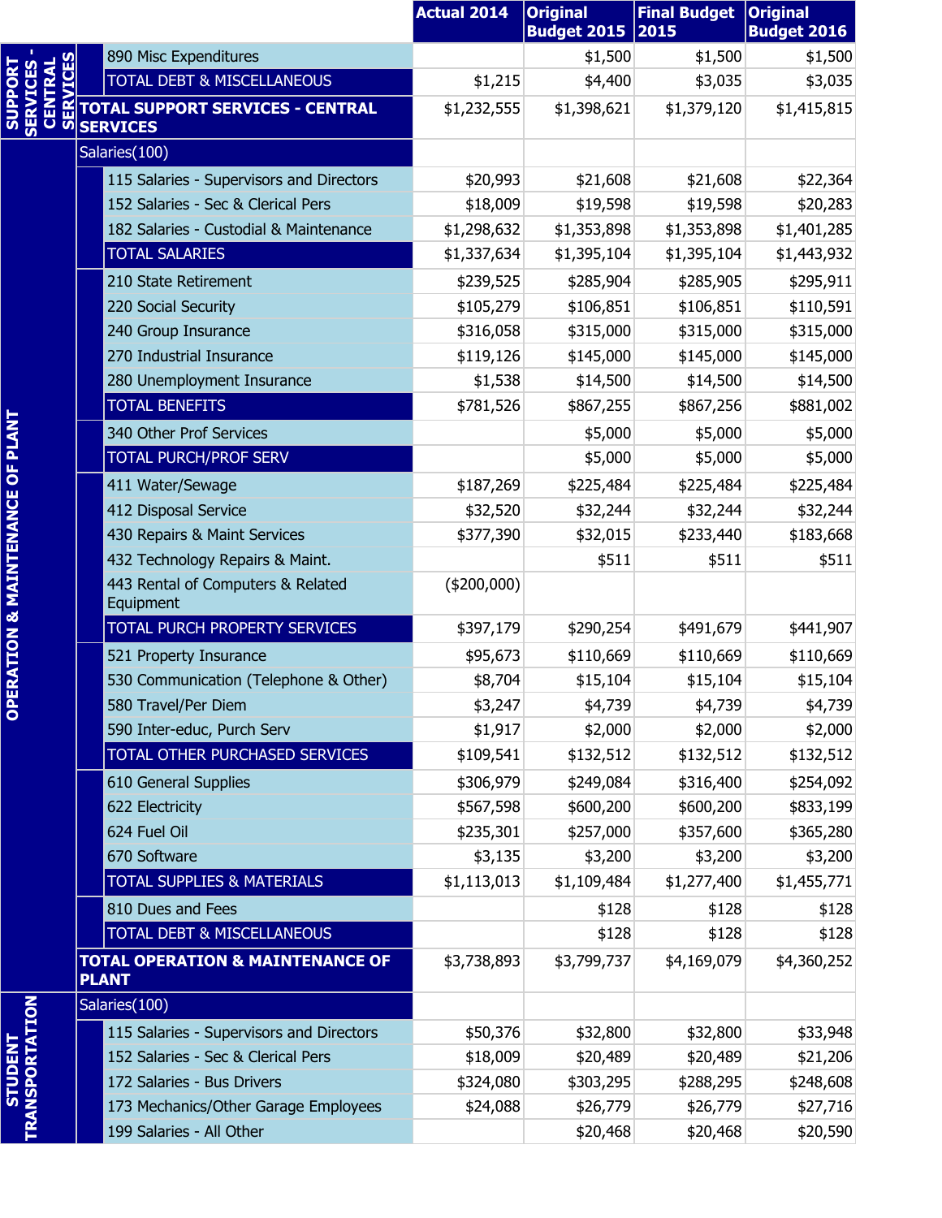| | | Actual 2014 | Original Budget 2015 | Final Budget 2015 | Original Budget 2016 |
|---|---|---|---|---|---|
| SUPPORT SERVICES - CENTRAL SERVICES | 890 Misc Expenditures | | $1,500 | $1,500 | $1,500 |
| | TOTAL DEBT & MISCELLANEOUS | $1,215 | $4,400 | $3,035 | $3,035 |
| | TOTAL SUPPORT SERVICES - CENTRAL SERVICES | $1,232,555 | $1,398,621 | $1,379,120 | $1,415,815 |
| OPERATION & MAINTENANCE OF PLANT | Salaries(100) | | | | |
| | 115 Salaries - Supervisors and Directors | $20,993 | $21,608 | $21,608 | $22,364 |
| | 152 Salaries - Sec & Clerical Pers | $18,009 | $19,598 | $19,598 | $20,283 |
| | 182 Salaries - Custodial & Maintenance | $1,298,632 | $1,353,898 | $1,353,898 | $1,401,285 |
| | TOTAL SALARIES | $1,337,634 | $1,395,104 | $1,395,104 | $1,443,932 |
| | 210 State Retirement | $239,525 | $285,904 | $285,905 | $295,911 |
| | 220 Social Security | $105,279 | $106,851 | $106,851 | $110,591 |
| | 240 Group Insurance | $316,058 | $315,000 | $315,000 | $315,000 |
| | 270 Industrial Insurance | $119,126 | $145,000 | $145,000 | $145,000 |
| | 280 Unemployment Insurance | $1,538 | $14,500 | $14,500 | $14,500 |
| | TOTAL BENEFITS | $781,526 | $867,255 | $867,256 | $881,002 |
| | 340 Other Prof Services | | $5,000 | $5,000 | $5,000 |
| | TOTAL PURCH/PROF SERV | | $5,000 | $5,000 | $5,000 |
| | 411 Water/Sewage | $187,269 | $225,484 | $225,484 | $225,484 |
| | 412 Disposal Service | $32,520 | $32,244 | $32,244 | $32,244 |
| | 430 Repairs & Maint Services | $377,390 | $32,015 | $233,440 | $183,668 |
| | 432 Technology Repairs & Maint. | | $511 | $511 | $511 |
| | 443 Rental of Computers & Related Equipment | ($200,000) | | | |
| | TOTAL PURCH PROPERTY SERVICES | $397,179 | $290,254 | $491,679 | $441,907 |
| | 521 Property Insurance | $95,673 | $110,669 | $110,669 | $110,669 |
| | 530 Communication (Telephone & Other) | $8,704 | $15,104 | $15,104 | $15,104 |
| | 580 Travel/Per Diem | $3,247 | $4,739 | $4,739 | $4,739 |
| | 590 Inter-educ, Purch Serv | $1,917 | $2,000 | $2,000 | $2,000 |
| | TOTAL OTHER PURCHASED SERVICES | $109,541 | $132,512 | $132,512 | $132,512 |
| | 610 General Supplies | $306,979 | $249,084 | $316,400 | $254,092 |
| | 622 Electricity | $567,598 | $600,200 | $600,200 | $833,199 |
| | 624 Fuel Oil | $235,301 | $257,000 | $357,600 | $365,280 |
| | 670 Software | $3,135 | $3,200 | $3,200 | $3,200 |
| | TOTAL SUPPLIES & MATERIALS | $1,113,013 | $1,109,484 | $1,277,400 | $1,455,771 |
| | 810 Dues and Fees | | $128 | $128 | $128 |
| | TOTAL DEBT & MISCELLANEOUS | | $128 | $128 | $128 |
| | TOTAL OPERATION & MAINTENANCE OF PLANT | $3,738,893 | $3,799,737 | $4,169,079 | $4,360,252 |
| STUDENT TRANSPORTATION | Salaries(100) | | | | |
| | 115 Salaries - Supervisors and Directors | $50,376 | $32,800 | $32,800 | $33,948 |
| | 152 Salaries - Sec & Clerical Pers | $18,009 | $20,489 | $20,489 | $21,206 |
| | 172 Salaries - Bus Drivers | $324,080 | $303,295 | $288,295 | $248,608 |
| | 173 Mechanics/Other Garage Employees | $24,088 | $26,779 | $26,779 | $27,716 |
| | 199 Salaries - All Other | | $20,468 | $20,468 | $20,590 |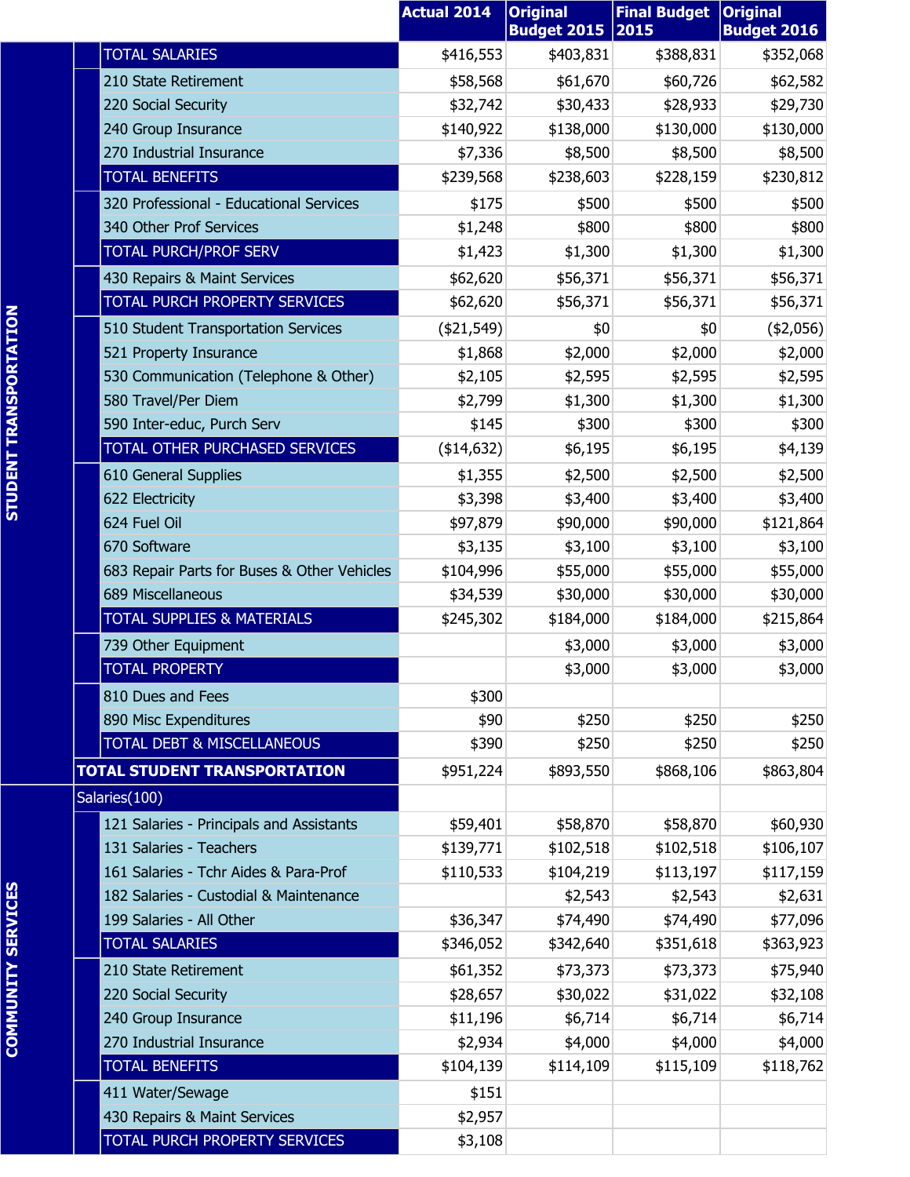| | | Actual 2014 | Original Budget 2015 | Final Budget 2015 | Original Budget 2016 |
|---|---|---|---|---|---|
| STUDENT TRANSPORTATION | TOTAL SALARIES | $416,553 | $403,831 | $388,831 | $352,068 |
| | 210 State Retirement | $58,568 | $61,670 | $60,726 | $62,582 |
| | 220 Social Security | $32,742 | $30,433 | $28,933 | $29,730 |
| | 240 Group Insurance | $140,922 | $138,000 | $130,000 | $130,000 |
| | 270 Industrial Insurance | $7,336 | $8,500 | $8,500 | $8,500 |
| | TOTAL BENEFITS | $239,568 | $238,603 | $228,159 | $230,812 |
| | 320 Professional - Educational Services | $175 | $500 | $500 | $500 |
| | 340 Other Prof Services | $1,248 | $800 | $800 | $800 |
| | TOTAL PURCH/PROF SERV | $1,423 | $1,300 | $1,300 | $1,300 |
| | 430 Repairs & Maint Services | $62,620 | $56,371 | $56,371 | $56,371 |
| | TOTAL PURCH PROPERTY SERVICES | $62,620 | $56,371 | $56,371 | $56,371 |
| | 510 Student Transportation Services | ($21,549) | $0 | $0 | ($2,056) |
| | 521 Property Insurance | $1,868 | $2,000 | $2,000 | $2,000 |
| | 530 Communication (Telephone & Other) | $2,105 | $2,595 | $2,595 | $2,595 |
| | 580 Travel/Per Diem | $2,799 | $1,300 | $1,300 | $1,300 |
| | 590 Inter-educ, Purch Serv | $145 | $300 | $300 | $300 |
| | TOTAL OTHER PURCHASED SERVICES | ($14,632) | $6,195 | $6,195 | $4,139 |
| | 610 General Supplies | $1,355 | $2,500 | $2,500 | $2,500 |
| | 622 Electricity | $3,398 | $3,400 | $3,400 | $3,400 |
| | 624 Fuel Oil | $97,879 | $90,000 | $90,000 | $121,864 |
| | 670 Software | $3,135 | $3,100 | $3,100 | $3,100 |
| | 683 Repair Parts for Buses & Other Vehicles | $104,996 | $55,000 | $55,000 | $55,000 |
| | 689 Miscellaneous | $34,539 | $30,000 | $30,000 | $30,000 |
| | TOTAL SUPPLIES & MATERIALS | $245,302 | $184,000 | $184,000 | $215,864 |
| | 739 Other Equipment | | $3,000 | $3,000 | $3,000 |
| | TOTAL PROPERTY | | $3,000 | $3,000 | $3,000 |
| | 810 Dues and Fees | $300 | | | |
| | 890 Misc Expenditures | $90 | $250 | $250 | $250 |
| | TOTAL DEBT & MISCELLANEOUS | $390 | $250 | $250 | $250 |
| | **TOTAL STUDENT TRANSPORTATION** | $951,224 | $893,550 | $868,106 | $863,804 |
| COMMUNITY SERVICES | Salaries(100) | | | | |
| | 121 Salaries - Principals and Assistants | $59,401 | $58,870 | $58,870 | $60,930 |
| | 131 Salaries - Teachers | $139,771 | $102,518 | $102,518 | $106,107 |
| | 161 Salaries - Tchr Aides & Para-Prof | $110,533 | $104,219 | $113,197 | $117,159 |
| | 182 Salaries - Custodial & Maintenance | | $2,543 | $2,543 | $2,631 |
| | 199 Salaries - All Other | $36,347 | $74,490 | $74,490 | $77,096 |
| | TOTAL SALARIES | $346,052 | $342,640 | $351,618 | $363,923 |
| | 210 State Retirement | $61,352 | $73,373 | $73,373 | $75,940 |
| | 220 Social Security | $28,657 | $30,022 | $31,022 | $32,108 |
| | 240 Group Insurance | $11,196 | $6,714 | $6,714 | $6,714 |
| | 270 Industrial Insurance | $2,934 | $4,000 | $4,000 | $4,000 |
| | TOTAL BENEFITS | $104,139 | $114,109 | $115,109 | $118,762 |
| | 411 Water/Sewage | $151 | | | |
| | 430 Repairs & Maint Services | $2,957 | | | |
| | TOTAL PURCH PROPERTY SERVICES | $3,108 | | | |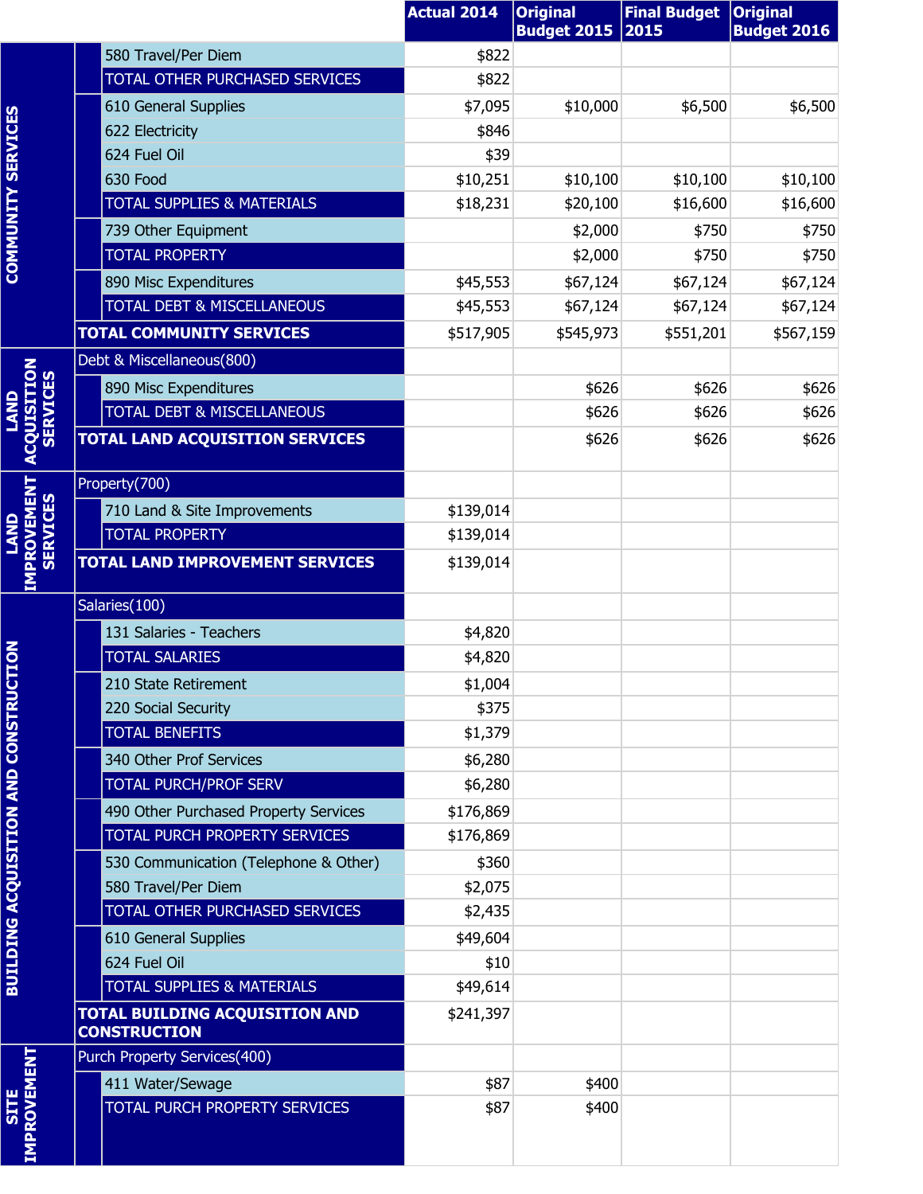| | | Actual 2014 | Original Budget 2015 | Final Budget 2015 | Original Budget 2016 |
|---|---|---|---|---|---|
| COMMUNITY SERVICES | 580 Travel/Per Diem | $822 | | | |
| | TOTAL OTHER PURCHASED SERVICES | $822 | | | |
| | 610 General Supplies | $7,095 | $10,000 | $6,500 | $6,500 |
| | 622 Electricity | $846 | | | |
| | 624 Fuel Oil | $39 | | | |
| | 630 Food | $10,251 | $10,100 | $10,100 | $10,100 |
| | TOTAL SUPPLIES & MATERIALS | $18,231 | $20,100 | $16,600 | $16,600 |
| | 739 Other Equipment | | $2,000 | $750 | $750 |
| | TOTAL PROPERTY | | $2,000 | $750 | $750 |
| | 890 Misc Expenditures | $45,553 | $67,124 | $67,124 | $67,124 |
| | TOTAL DEBT & MISCELLANEOUS | $45,553 | $67,124 | $67,124 | $67,124 |
| | **TOTAL COMMUNITY SERVICES** | $517,905 | $545,973 | $551,201 | $567,159 |
| LAND ACQUISITION SERVICES | Debt & Miscellaneous(800) | | | | |
| | 890 Misc Expenditures | | $626 | $626 | $626 |
| | TOTAL DEBT & MISCELLANEOUS | | $626 | $626 | $626 |
| | **TOTAL LAND ACQUISITION SERVICES** | | $626 | $626 | $626 |
| LAND IMPROVEMENT SERVICES | Property(700) | | | | |
| | 710 Land & Site Improvements | $139,014 | | | |
| | TOTAL PROPERTY | $139,014 | | | |
| | **TOTAL LAND IMPROVEMENT SERVICES** | $139,014 | | | |
| BUILDING ACQUISITION AND CONSTRUCTION | Salaries(100) | | | | |
| | 131 Salaries - Teachers | $4,820 | | | |
| | TOTAL SALARIES | $4,820 | | | |
| | 210 State Retirement | $1,004 | | | |
| | 220 Social Security | $375 | | | |
| | TOTAL BENEFITS | $1,379 | | | |
| | 340 Other Prof Services | $6,280 | | | |
| | TOTAL PURCH/PROF SERV | $6,280 | | | |
| | 490 Other Purchased Property Services | $176,869 | | | |
| | TOTAL PURCH PROPERTY SERVICES | $176,869 | | | |
| | 530 Communication (Telephone & Other) | $360 | | | |
| | 580 Travel/Per Diem | $2,075 | | | |
| | TOTAL OTHER PURCHASED SERVICES | $2,435 | | | |
| | 610 General Supplies | $49,604 | | | |
| | 624 Fuel Oil | $10 | | | |
| | TOTAL SUPPLIES & MATERIALS | $49,614 | | | |
| | **TOTAL BUILDING ACQUISITION AND CONSTRUCTION** | $241,397 | | | |
| SITE IMPROVEMENT | Purch Property Services(400) | | | | |
| | 411 Water/Sewage | $87 | $400 | | |
| | TOTAL PURCH PROPERTY SERVICES | $87 | $400 | | |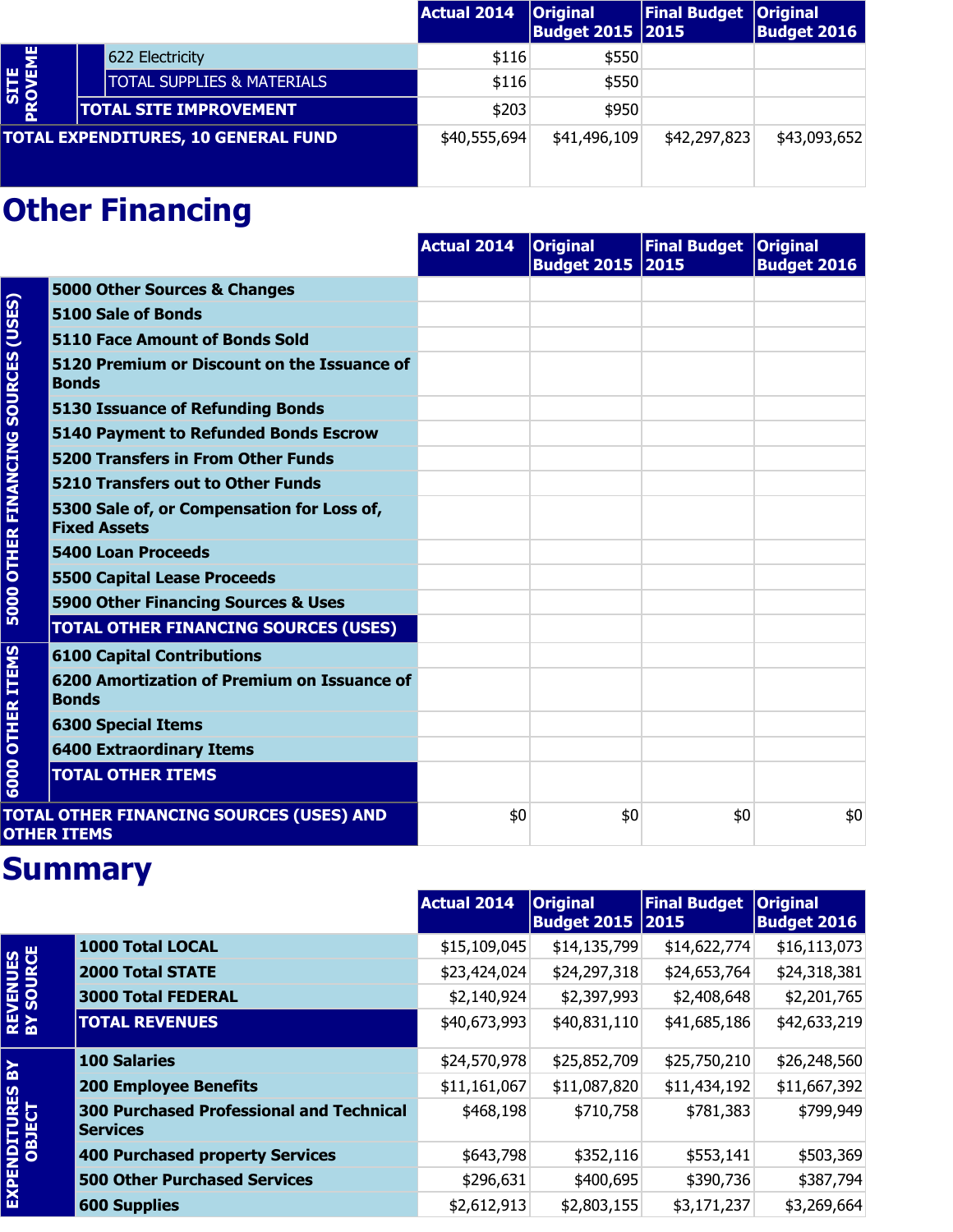| | | | Actual 2014 | Original Budget 2015 | Final Budget 2015 | Original Budget 2016 |
|---|---|---|---|---|---|---|
| SITE IMPROVEMENT | | 622 Electricity | $116 | $550 | | |
| | | TOTAL SUPPLIES & MATERIALS | $116 | $550 | | |
| | TOTAL SITE IMPROVEMENT | | $203 | $950 | | |
| TOTAL EXPENDITURES, 10 GENERAL FUND | | | $40,555,694 | $41,496,109 | $42,297,823 | $43,093,652 |

## Other Financing

| | | Actual 2014 | Original Budget 2015 | Final Budget 2015 | Original Budget 2016 |
|---|---|---|---|---|---|
| 5000 OTHER FINANCING SOURCES (USES) | 5000 Other Sources & Changes | | | | |
| | 5100 Sale of Bonds | | | | |
| | 5110 Face Amount of Bonds Sold | | | | |
| | 5120 Premium or Discount on the Issuance of Bonds | | | | |
| | 5130 Issuance of Refunding Bonds | | | | |
| | 5140 Payment to Refunded Bonds Escrow | | | | |
| | 5200 Transfers in From Other Funds | | | | |
| | 5210 Transfers out to Other Funds | | | | |
| | 5300 Sale of, or Compensation for Loss of, Fixed Assets | | | | |
| | 5400 Loan Proceeds | | | | |
| | 5500 Capital Lease Proceeds | | | | |
| | 5900 Other Financing Sources & Uses | | | | |
| | TOTAL OTHER FINANCING SOURCES (USES) | | | | |
| 6000 OTHER ITEMS | 6100 Capital Contributions | | | | |
| | 6200 Amortization of Premium on Issuance of Bonds | | | | |
| | 6300 Special Items | | | | |
| | 6400 Extraordinary Items | | | | |
| | TOTAL OTHER ITEMS | | | | |
| TOTAL OTHER FINANCING SOURCES (USES) AND OTHER ITEMS | | $0 | $0 | $0 | $0 |

## Summary

| | | Actual 2014 | Original Budget 2015 | Final Budget 2015 | Original Budget 2016 |
|---|---|---|---|---|---|
| REVENUES BY SOURCE | 1000 Total LOCAL | $15,109,045 | $14,135,799 | $14,622,774 | $16,113,073 |
| | 2000 Total STATE | $23,424,024 | $24,297,318 | $24,653,764 | $24,318,381 |
| | 3000 Total FEDERAL | $2,140,924 | $2,397,993 | $2,408,648 | $2,201,765 |
| | TOTAL REVENUES | $40,673,993 | $40,831,110 | $41,685,186 | $42,633,219 |
| EXPENDITURES BY OBJECT | 100 Salaries | $24,570,978 | $25,852,709 | $25,750,210 | $26,248,560 |
| | 200 Employee Benefits | $11,161,067 | $11,087,820 | $11,434,192 | $11,667,392 |
| | 300 Purchased Professional and Technical Services | $468,198 | $710,758 | $781,383 | $799,949 |
| | 400 Purchased property Services | $643,798 | $352,116 | $553,141 | $503,369 |
| | 500 Other Purchased Services | $296,631 | $400,695 | $390,736 | $387,794 |
| | 600 Supplies | $2,612,913 | $2,803,155 | $3,171,237 | $3,269,664 |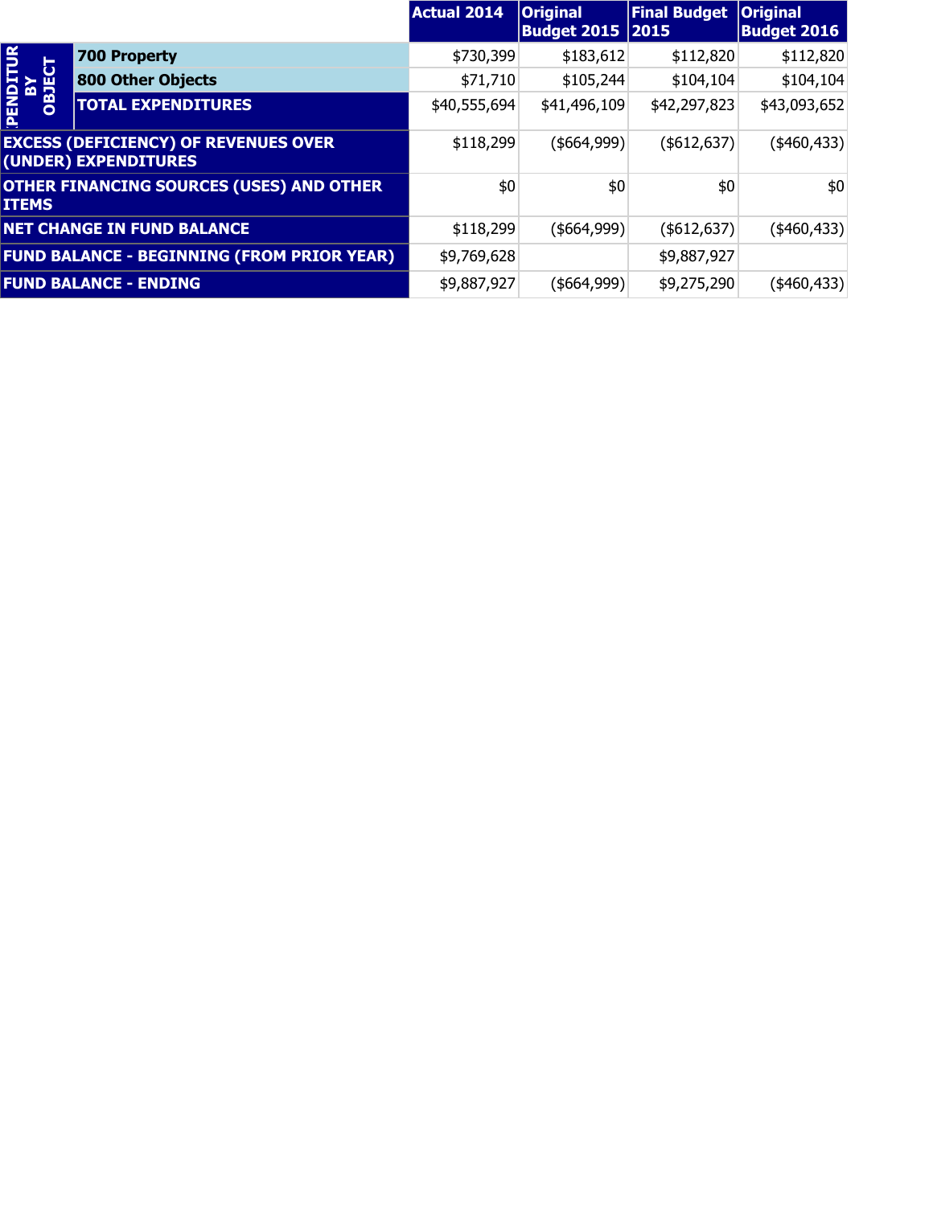| | | Actual 2014 | Original Budget 2015 | Final Budget 2015 | Original Budget 2016 |
|---|---|---|---|---|---|
| EXPENDITURES BY OBJECT | 700 Property | $730,399 | $183,612 | $112,820 | $112,820 |
| | 800 Other Objects | $71,710 | $105,244 | $104,104 | $104,104 |
| | TOTAL EXPENDITURES | $40,555,694 | $41,496,109 | $42,297,823 | $43,093,652 |
| EXCESS (DEFICIENCY) OF REVENUES OVER (UNDER) EXPENDITURES | | $118,299 | ($664,999) | ($612,637) | ($460,433) |
| OTHER FINANCING SOURCES (USES) AND OTHER ITEMS | | $0 | $0 | $0 | $0 |
| NET CHANGE IN FUND BALANCE | | $118,299 | ($664,999) | ($612,637) | ($460,433) |
| FUND BALANCE - BEGINNING (FROM PRIOR YEAR) | | $9,769,628 | | $9,887,927 | |
| FUND BALANCE - ENDING | | $9,887,927 | ($664,999) | $9,275,290 | ($460,433) |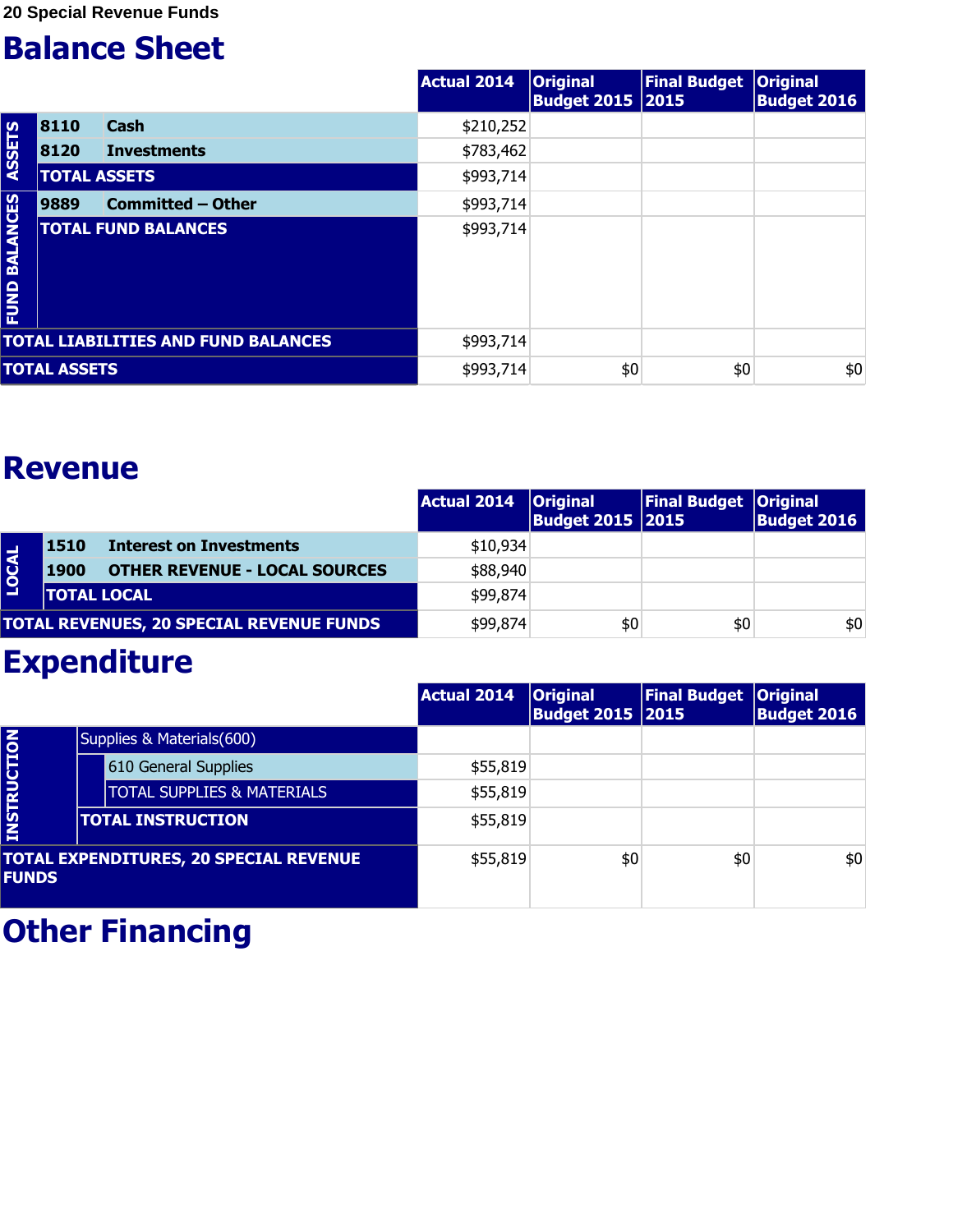20 Special Revenue Funds

# Balance Sheet

| | | | Actual 2014 | Original Budget 2015 | Final Budget 2015 | Original Budget 2016 |
|---|---|---|---|---|---|---|
| ASSETS | 8110 | Cash | $210,252 | | | |
| | 8120 | Investments | $783,462 | | | |
| | TOTAL ASSETS | | $993,714 | | | |
| FUND BALANCES | 9889 | Committed – Other | $993,714 | | | |
| | TOTAL FUND BALANCES | | $993,714 | | | |
| TOTAL LIABILITIES AND FUND BALANCES | | | $993,714 | | | |
| TOTAL ASSETS | | | $993,714 | $0 | $0 | $0 |

# Revenue

| | | | Actual 2014 | Original Budget 2015 | Final Budget 2015 | Original Budget 2016 |
|---|---|---|---|---|---|---|
| LOCAL | 1510 | Interest on Investments | $10,934 | | | |
| | 1900 | OTHER REVENUE - LOCAL SOURCES | $88,940 | | | |
| | TOTAL LOCAL | | $99,874 | | | |
| TOTAL REVENUES, 20 SPECIAL REVENUE FUNDS | | | $99,874 | $0 | $0 | $0 |

# Expenditure

| | | | Actual 2014 | Original Budget 2015 | Final Budget 2015 | Original Budget 2016 |
|---|---|---|---|---|---|---|
| INSTRUCTION | Supplies & Materials(600) | | | | | |
| | | 610 General Supplies | $55,819 | | | |
| | | TOTAL SUPPLIES & MATERIALS | $55,819 | | | |
| | TOTAL INSTRUCTION | | $55,819 | | | |
| TOTAL EXPENDITURES, 20 SPECIAL REVENUE FUNDS | | | $55,819 | $0 | $0 | $0 |

# Other Financing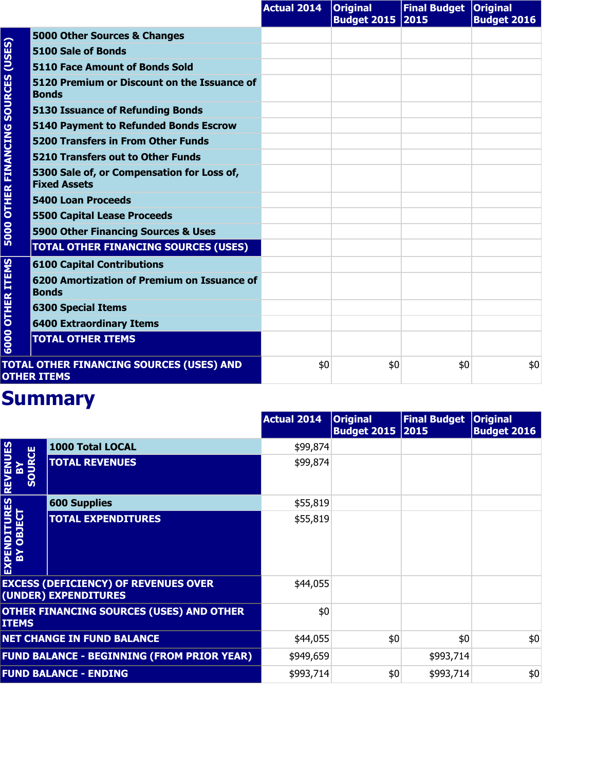| | | Actual 2014 | Original Budget 2015 | Final Budget 2015 | Original Budget 2016 |
|---|---|---|---|---|---|
| 5000 OTHER FINANCING SOURCES (USES) | 5000 Other Sources & Changes | | | | |
| | 5100 Sale of Bonds | | | | |
| | 5110 Face Amount of Bonds Sold | | | | |
| | 5120 Premium or Discount on the Issuance of Bonds | | | | |
| | 5130 Issuance of Refunding Bonds | | | | |
| | 5140 Payment to Refunded Bonds Escrow | | | | |
| | 5200 Transfers in From Other Funds | | | | |
| | 5210 Transfers out to Other Funds | | | | |
| | 5300 Sale of, or Compensation for Loss of, Fixed Assets | | | | |
| | 5400 Loan Proceeds | | | | |
| | 5500 Capital Lease Proceeds | | | | |
| | 5900 Other Financing Sources & Uses | | | | |
| | TOTAL OTHER FINANCING SOURCES (USES) | | | | |
| 6000 OTHER ITEMS | 6100 Capital Contributions | | | | |
| | 6200 Amortization of Premium on Issuance of Bonds | | | | |
| | 6300 Special Items | | | | |
| | 6400 Extraordinary Items | | | | |
| | TOTAL OTHER ITEMS | | | | |
| TOTAL OTHER FINANCING SOURCES (USES) AND OTHER ITEMS | | $0 | $0 | $0 | $0 |

# Summary

| | | Actual 2014 | Original Budget 2015 | Final Budget 2015 | Original Budget 2016 |
|---|---|---|---|---|---|
| REVENUES BY SOURCE | 1000 Total LOCAL | $99,874 | | | |
| | TOTAL REVENUES | $99,874 | | | |
| EXPENDITURES BY OBJECT | 600 Supplies | $55,819 | | | |
| | TOTAL EXPENDITURES | $55,819 | | | |
| EXCESS (DEFICIENCY) OF REVENUES OVER (UNDER) EXPENDITURES | | $44,055 | | | |
| OTHER FINANCING SOURCES (USES) AND OTHER ITEMS | | $0 | | | |
| NET CHANGE IN FUND BALANCE | | $44,055 | $0 | $0 | $0 |
| FUND BALANCE - BEGINNING (FROM PRIOR YEAR) | | $949,659 | | $993,714 | |
| FUND BALANCE - ENDING | | $993,714 | $0 | $993,714 | $0 |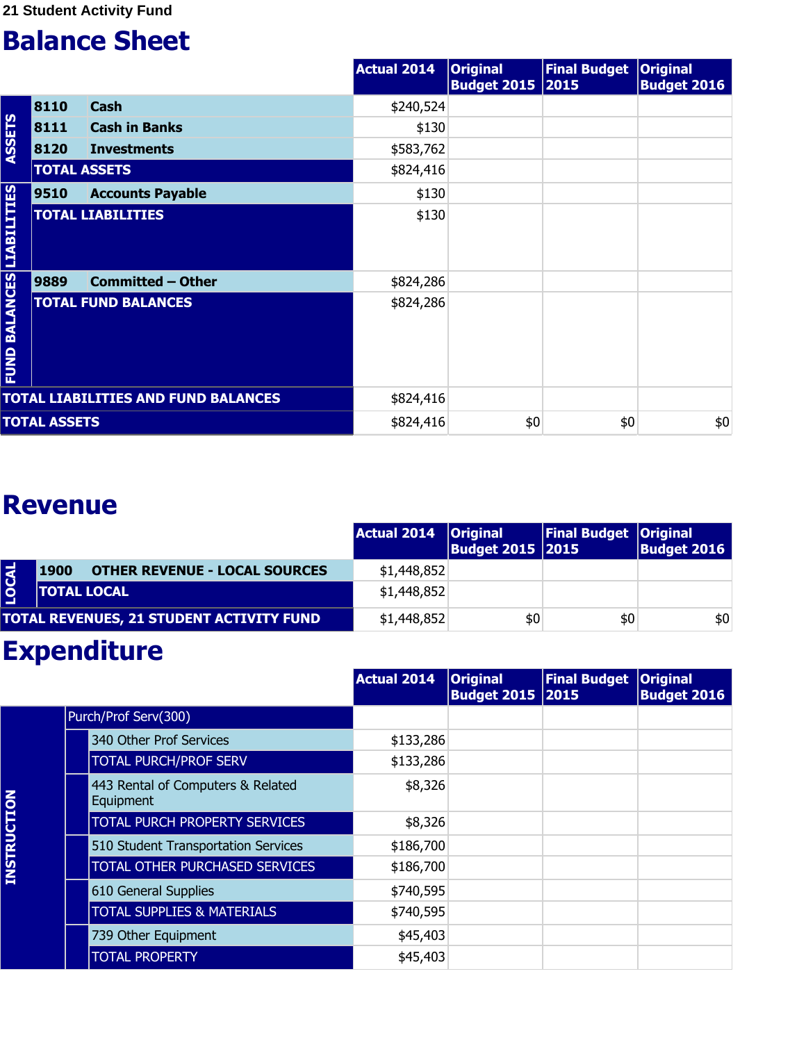21 Student Activity Fund

# Balance Sheet

| | | | Actual 2014 | Original Budget 2015 | Final Budget 2015 | Original Budget 2016 |
|---|---|---|---|---|---|---|
| ASSETS | 8110 | Cash | $240,524 | | | |
| | 8111 | Cash in Banks | $130 | | | |
| | 8120 | Investments | $583,762 | | | |
| | TOTAL ASSETS | | $824,416 | | | |
| LIABILITIES | 9510 | Accounts Payable | $130 | | | |
| | TOTAL LIABILITIES | | $130 | | | |
| FUND BALANCES | 9889 | Committed – Other | $824,286 | | | |
| | TOTAL FUND BALANCES | | $824,286 | | | |
| TOTAL LIABILITIES AND FUND BALANCES | | | $824,416 | | | |
| TOTAL ASSETS | | | $824,416 | $0 | $0 | $0 |

# Revenue

| | | | Actual 2014 | Original Budget 2015 | Final Budget 2015 | Original Budget 2016 |
|---|---|---|---|---|---|---|
| LOCAL | 1900 | OTHER REVENUE - LOCAL SOURCES | $1,448,852 | | | |
| | TOTAL LOCAL | | $1,448,852 | | | |
| TOTAL REVENUES, 21 STUDENT ACTIVITY FUND | | | $1,448,852 | $0 | $0 | $0 |

# Expenditure

| | | | Actual 2014 | Original Budget 2015 | Final Budget 2015 | Original Budget 2016 |
|---|---|---|---|---|---|---|
| INSTRUCTION | Purch/Prof Serv(300) | | | | | |
| | | 340 Other Prof Services | $133,286 | | | |
| | | TOTAL PURCH/PROF SERV | $133,286 | | | |
| | | 443 Rental of Computers & Related Equipment | $8,326 | | | |
| | | TOTAL PURCH PROPERTY SERVICES | $8,326 | | | |
| | | 510 Student Transportation Services | $186,700 | | | |
| | | TOTAL OTHER PURCHASED SERVICES | $186,700 | | | |
| | | 610 General Supplies | $740,595 | | | |
| | | TOTAL SUPPLIES & MATERIALS | $740,595 | | | |
| | | 739 Other Equipment | $45,403 | | | |
| | | TOTAL PROPERTY | $45,403 | | | |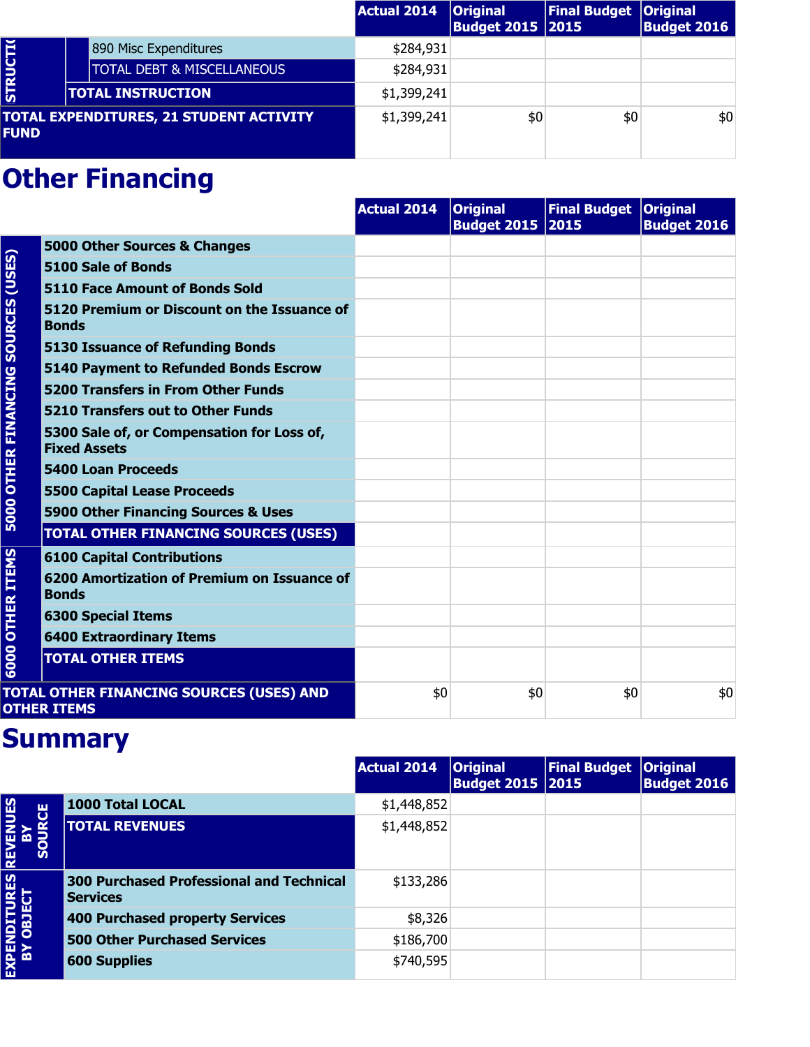| | | | Actual 2014 | Original Budget 2015 | Final Budget 2015 | Original Budget 2016 |
|---|---|---|---|---|---|---|
| INSTRUCTION | | 890 Misc Expenditures | $284,931 | | | |
| | | TOTAL DEBT & MISCELLANEOUS | $284,931 | | | |
| | TOTAL INSTRUCTION | | $1,399,241 | | | |
| TOTAL EXPENDITURES, 21 STUDENT ACTIVITY FUND | | | $1,399,241 | $0 | $0 | $0 |

# Other Financing

| | | Actual 2014 | Original Budget 2015 | Final Budget 2015 | Original Budget 2016 |
|---|---|---|---|---|---|
| 5000 OTHER FINANCING SOURCES (USES) | **5000 Other Sources & Changes** | | | | |
| | **5100 Sale of Bonds** | | | | |
| | **5110 Face Amount of Bonds Sold** | | | | |
| | **5120 Premium or Discount on the Issuance of Bonds** | | | | |
| | **5130 Issuance of Refunding Bonds** | | | | |
| | **5140 Payment to Refunded Bonds Escrow** | | | | |
| | **5200 Transfers in From Other Funds** | | | | |
| | **5210 Transfers out to Other Funds** | | | | |
| | **5300 Sale of, or Compensation for Loss of, Fixed Assets** | | | | |
| | **5400 Loan Proceeds** | | | | |
| | **5500 Capital Lease Proceeds** | | | | |
| | **5900 Other Financing Sources & Uses** | | | | |
| | **TOTAL OTHER FINANCING SOURCES (USES)** | | | | |
| 6000 OTHER ITEMS | **6100 Capital Contributions** | | | | |
| | **6200 Amortization of Premium on Issuance of Bonds** | | | | |
| | **6300 Special Items** | | | | |
| | **6400 Extraordinary Items** | | | | |
| | **TOTAL OTHER ITEMS** | | | | |
| **TOTAL OTHER FINANCING SOURCES (USES) AND OTHER ITEMS** | | $0 | $0 | $0 | $0 |

# Summary

| | | Actual 2014 | Original Budget 2015 | Final Budget 2015 | Original Budget 2016 |
|---|---|---|---|---|---|
| REVENUES BY SOURCE | **1000 Total LOCAL** | $1,448,852 | | | |
| | **TOTAL REVENUES** | $1,448,852 | | | |
| EXPENDITURES BY OBJECT | **300 Purchased Professional and Technical Services** | $133,286 | | | |
| | **400 Purchased property Services** | $8,326 | | | |
| | **500 Other Purchased Services** | $186,700 | | | |
| | **600 Supplies** | $740,595 | | | |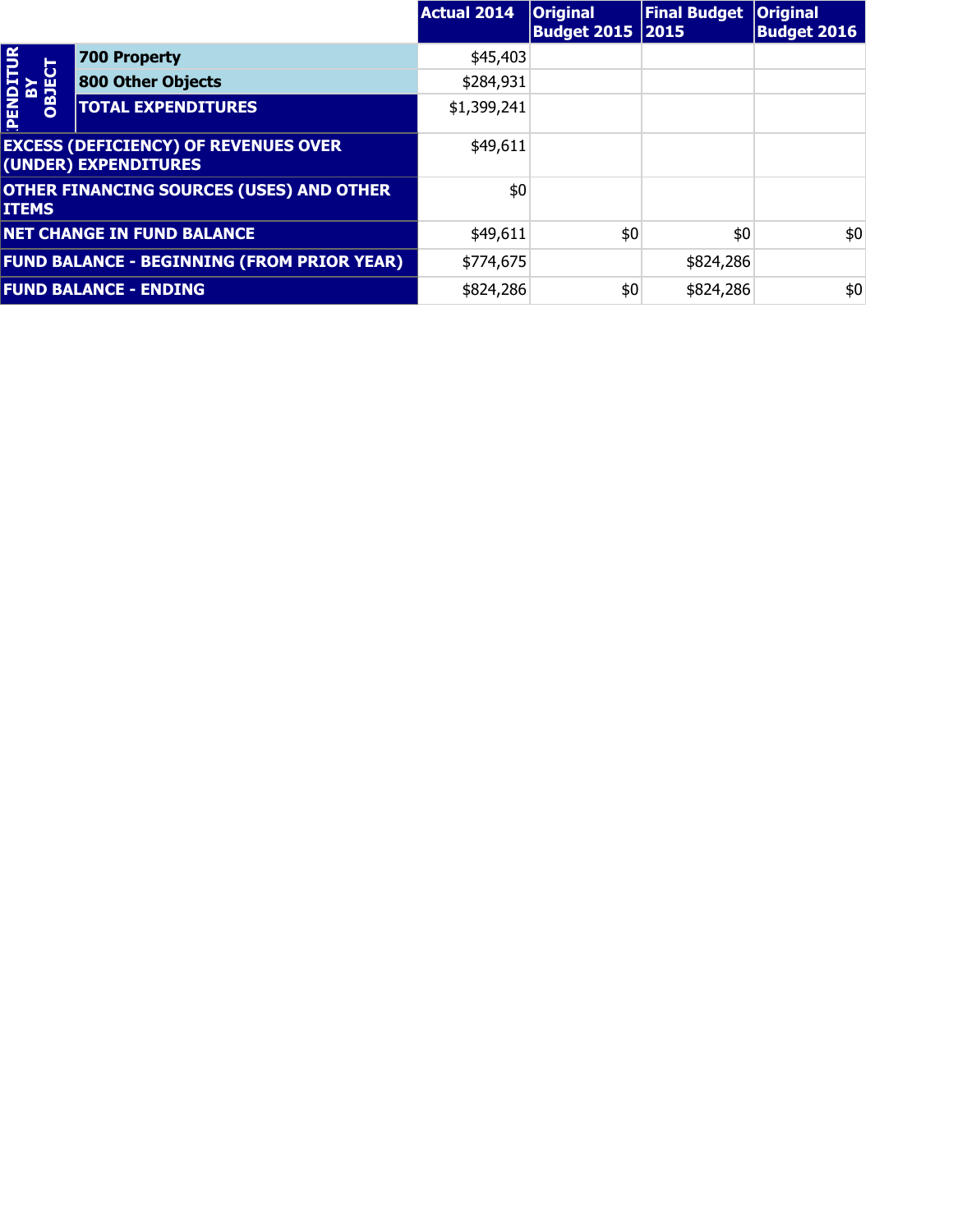| | | Actual 2014 | Original Budget 2015 | Final Budget 2015 | Original Budget 2016 |
|---|---|---|---|---|---|
| EXPENDITURES BY OBJECT | 700 Property | $45,403 | | | |
| | 800 Other Objects | $284,931 | | | |
| | TOTAL EXPENDITURES | $1,399,241 | | | |
| EXCESS (DEFICIENCY) OF REVENUES OVER (UNDER) EXPENDITURES | | $49,611 | | | |
| OTHER FINANCING SOURCES (USES) AND OTHER ITEMS | | $0 | | | |
| NET CHANGE IN FUND BALANCE | | $49,611 | $0 | $0 | $0 |
| FUND BALANCE - BEGINNING (FROM PRIOR YEAR) | | $774,675 | | $824,286 | |
| FUND BALANCE - ENDING | | $824,286 | $0 | $824,286 | $0 |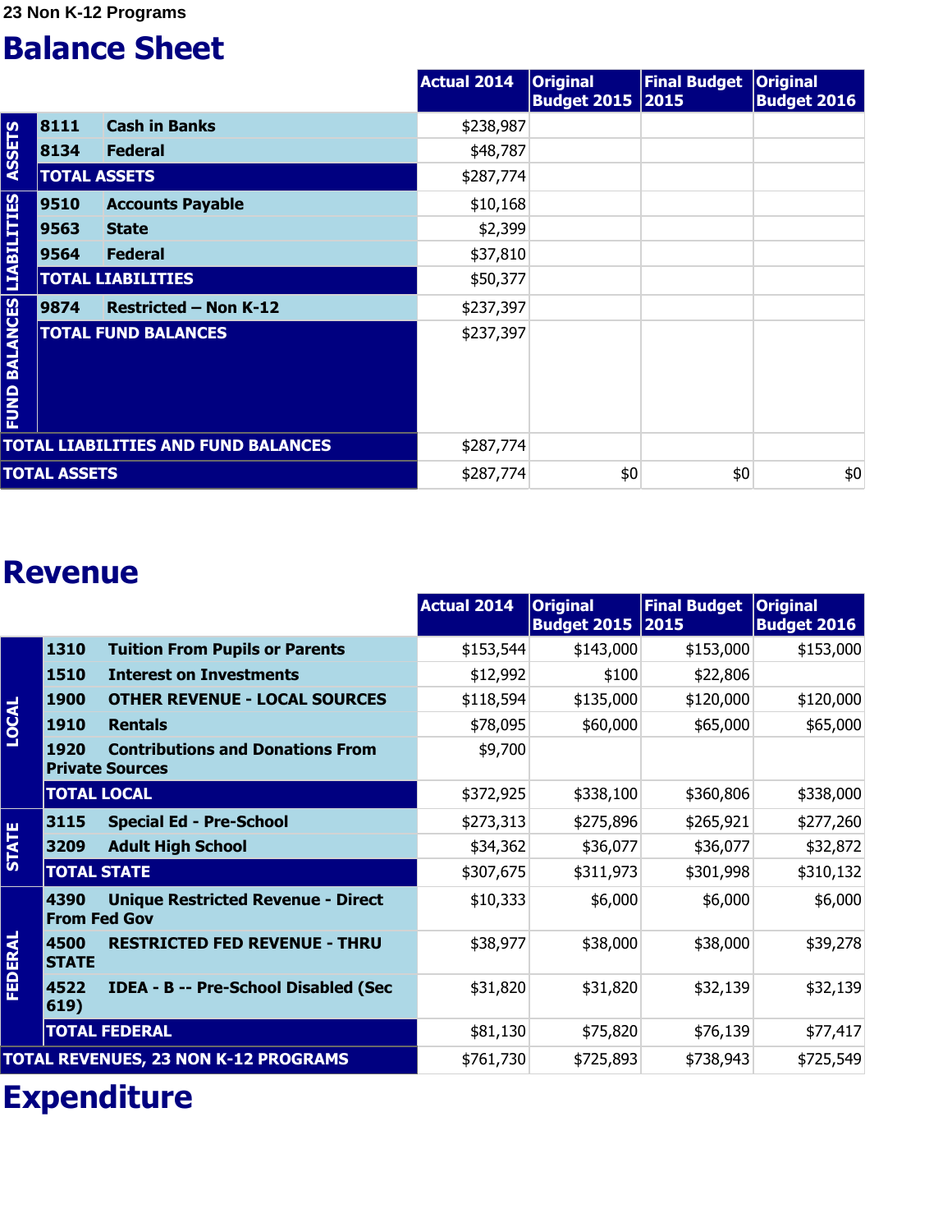23 Non K-12 Programs

# Balance Sheet

| | | | Actual 2014 | Original Budget 2015 | Final Budget 2015 | Original Budget 2016 |
|---|---|---|---|---|---|---|
| ASSETS | 8111 | Cash in Banks | $238,987 | | | |
| | 8134 | Federal | $48,787 | | | |
| | TOTAL ASSETS | | $287,774 | | | |
| LIABILITIES | 9510 | Accounts Payable | $10,168 | | | |
| | 9563 | State | $2,399 | | | |
| | 9564 | Federal | $37,810 | | | |
| | TOTAL LIABILITIES | | $50,377 | | | |
| FUND BALANCES | 9874 | Restricted – Non K-12 | $237,397 | | | |
| | TOTAL FUND BALANCES | | $237,397 | | | |
| TOTAL LIABILITIES AND FUND BALANCES | | | $287,774 | | | |
| TOTAL ASSETS | | | $287,774 | $0 | $0 | $0 |

# Revenue

| | | | Actual 2014 | Original Budget 2015 | Final Budget 2015 | Original Budget 2016 |
|---|---|---|---|---|---|---|
| LOCAL | 1310 | Tuition From Pupils or Parents | $153,544 | $143,000 | $153,000 | $153,000 |
| | 1510 | Interest on Investments | $12,992 | $100 | $22,806 | |
| | 1900 | OTHER REVENUE - LOCAL SOURCES | $118,594 | $135,000 | $120,000 | $120,000 |
| | 1910 | Rentals | $78,095 | $60,000 | $65,000 | $65,000 |
| | 1920 | Contributions and Donations From Private Sources | $9,700 | | | |
| | TOTAL LOCAL | | $372,925 | $338,100 | $360,806 | $338,000 |
| STATE | 3115 | Special Ed - Pre-School | $273,313 | $275,896 | $265,921 | $277,260 |
| | 3209 | Adult High School | $34,362 | $36,077 | $36,077 | $32,872 |
| | TOTAL STATE | | $307,675 | $311,973 | $301,998 | $310,132 |
| FEDERAL | 4390 | Unique Restricted Revenue - Direct From Fed Gov | $10,333 | $6,000 | $6,000 | $6,000 |
| | 4500 | RESTRICTED FED REVENUE - THRU STATE | $38,977 | $38,000 | $38,000 | $39,278 |
| | 4522 | IDEA - B -- Pre-School Disabled (Sec 619) | $31,820 | $31,820 | $32,139 | $32,139 |
| | TOTAL FEDERAL | | $81,130 | $75,820 | $76,139 | $77,417 |
| TOTAL REVENUES, 23 NON K-12 PROGRAMS | | | $761,730 | $725,893 | $738,943 | $725,549 |

# Expenditure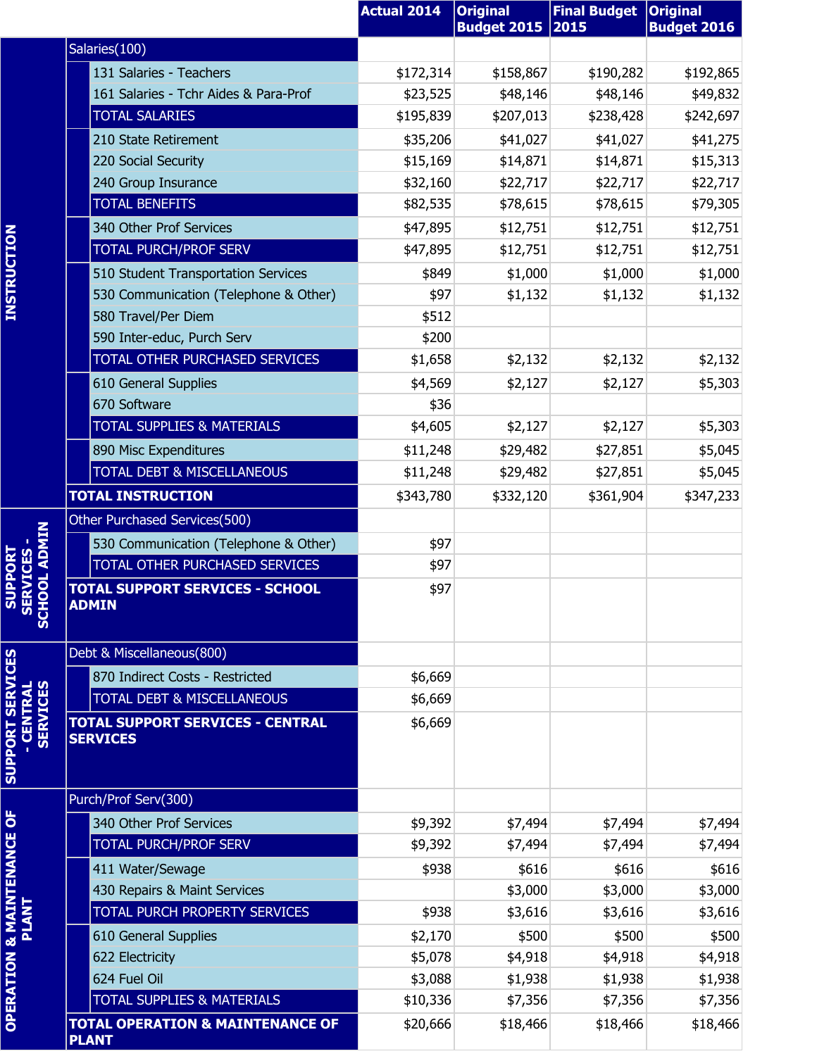| | | Actual 2014 | Original Budget 2015 | Final Budget 2015 | Original Budget 2016 |
|---|---|---|---|---|---|
| INSTRUCTION | Salaries(100) | | | | |
| | 131 Salaries - Teachers | $172,314 | $158,867 | $190,282 | $192,865 |
| | 161 Salaries - Tchr Aides & Para-Prof | $23,525 | $48,146 | $48,146 | $49,832 |
| | TOTAL SALARIES | $195,839 | $207,013 | $238,428 | $242,697 |
| | 210 State Retirement | $35,206 | $41,027 | $41,027 | $41,275 |
| | 220 Social Security | $15,169 | $14,871 | $14,871 | $15,313 |
| | 240 Group Insurance | $32,160 | $22,717 | $22,717 | $22,717 |
| | TOTAL BENEFITS | $82,535 | $78,615 | $78,615 | $79,305 |
| | 340 Other Prof Services | $47,895 | $12,751 | $12,751 | $12,751 |
| | TOTAL PURCH/PROF SERV | $47,895 | $12,751 | $12,751 | $12,751 |
| | 510 Student Transportation Services | $849 | $1,000 | $1,000 | $1,000 |
| | 530 Communication (Telephone & Other) | $97 | $1,132 | $1,132 | $1,132 |
| | 580 Travel/Per Diem | $512 | | | |
| | 590 Inter-educ, Purch Serv | $200 | | | |
| | TOTAL OTHER PURCHASED SERVICES | $1,658 | $2,132 | $2,132 | $2,132 |
| | 610 General Supplies | $4,569 | $2,127 | $2,127 | $5,303 |
| | 670 Software | $36 | | | |
| | TOTAL SUPPLIES & MATERIALS | $4,605 | $2,127 | $2,127 | $5,303 |
| | 890 Misc Expenditures | $11,248 | $29,482 | $27,851 | $5,045 |
| | TOTAL DEBT & MISCELLANEOUS | $11,248 | $29,482 | $27,851 | $5,045 |
| | **TOTAL INSTRUCTION** | $343,780 | $332,120 | $361,904 | $347,233 |
| SUPPORT SERVICES - SCHOOL ADMIN | Other Purchased Services(500) | | | | |
| | 530 Communication (Telephone & Other) | $97 | | | |
| | TOTAL OTHER PURCHASED SERVICES | $97 | | | |
| | **TOTAL SUPPORT SERVICES - SCHOOL ADMIN** | $97 | | | |
| SUPPORT SERVICES - CENTRAL SERVICES | Debt & Miscellaneous(800) | | | | |
| | 870 Indirect Costs - Restricted | $6,669 | | | |
| | TOTAL DEBT & MISCELLANEOUS | $6,669 | | | |
| | **TOTAL SUPPORT SERVICES - CENTRAL SERVICES** | $6,669 | | | |
| OPERATION & MAINTENANCE OF PLANT | Purch/Prof Serv(300) | | | | |
| | 340 Other Prof Services | $9,392 | $7,494 | $7,494 | $7,494 |
| | TOTAL PURCH/PROF SERV | $9,392 | $7,494 | $7,494 | $7,494 |
| | 411 Water/Sewage | $938 | $616 | $616 | $616 |
| | 430 Repairs & Maint Services | | $3,000 | $3,000 | $3,000 |
| | TOTAL PURCH PROPERTY SERVICES | $938 | $3,616 | $3,616 | $3,616 |
| | 610 General Supplies | $2,170 | $500 | $500 | $500 |
| | 622 Electricity | $5,078 | $4,918 | $4,918 | $4,918 |
| | 624 Fuel Oil | $3,088 | $1,938 | $1,938 | $1,938 |
| | TOTAL SUPPLIES & MATERIALS | $10,336 | $7,356 | $7,356 | $7,356 |
| | **TOTAL OPERATION & MAINTENANCE OF PLANT** | $20,666 | $18,466 | $18,466 | $18,466 |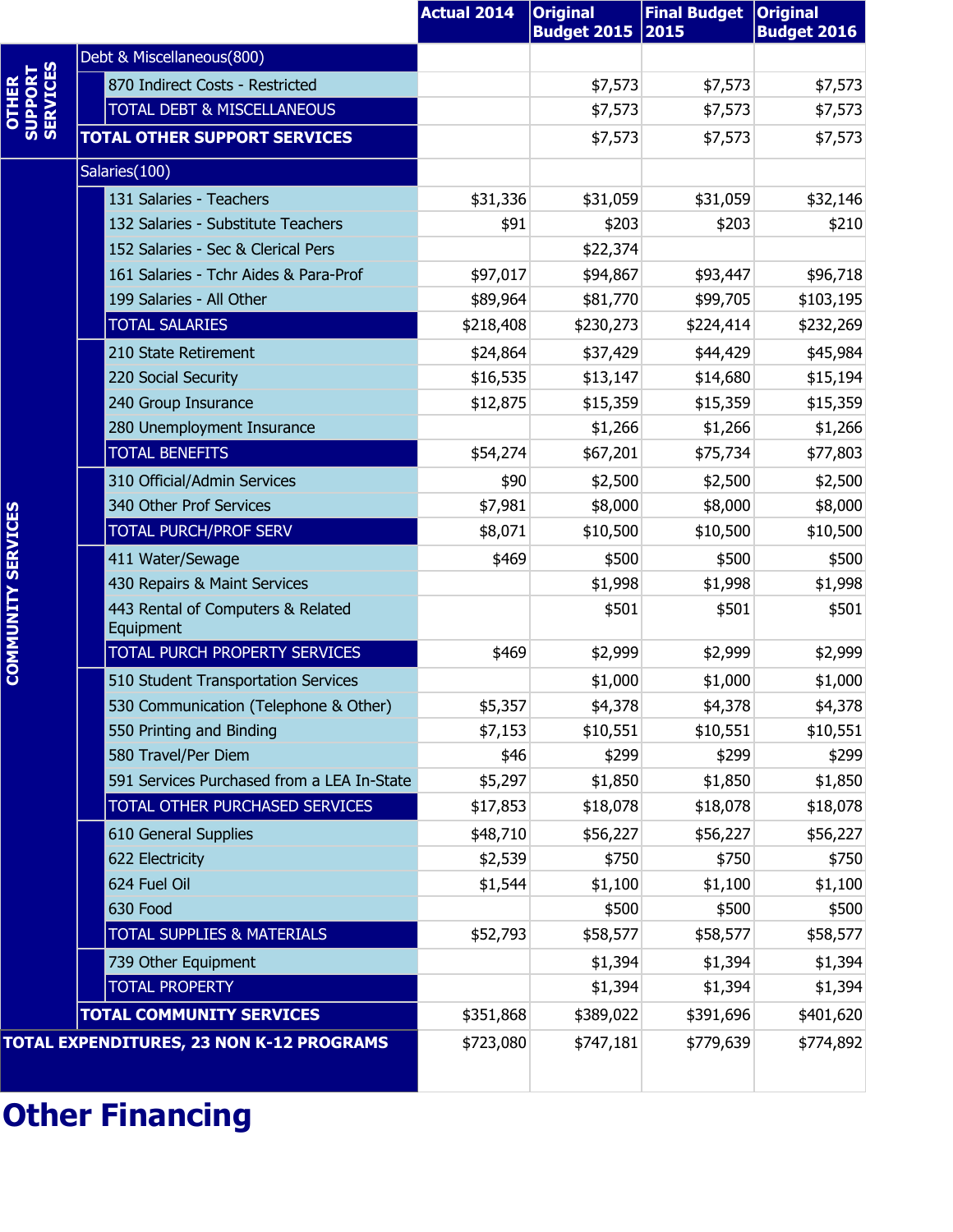| | | Actual 2014 | Original Budget 2015 | Final Budget 2015 | Original Budget 2016 |
|---|---|---|---|---|---|
| OTHER SUPPORT SERVICES | Debt & Miscellaneous(800) | | | | |
| | 870 Indirect Costs - Restricted | | $7,573 | $7,573 | $7,573 |
| | TOTAL DEBT & MISCELLANEOUS | | $7,573 | $7,573 | $7,573 |
| | **TOTAL OTHER SUPPORT SERVICES** | | $7,573 | $7,573 | $7,573 |
| COMMUNITY SERVICES | Salaries(100) | | | | |
| | 131 Salaries - Teachers | $31,336 | $31,059 | $31,059 | $32,146 |
| | 132 Salaries - Substitute Teachers | $91 | $203 | $203 | $210 |
| | 152 Salaries - Sec & Clerical Pers | | $22,374 | | |
| | 161 Salaries - Tchr Aides & Para-Prof | $97,017 | $94,867 | $93,447 | $96,718 |
| | 199 Salaries - All Other | $89,964 | $81,770 | $99,705 | $103,195 |
| | TOTAL SALARIES | $218,408 | $230,273 | $224,414 | $232,269 |
| | 210 State Retirement | $24,864 | $37,429 | $44,429 | $45,984 |
| | 220 Social Security | $16,535 | $13,147 | $14,680 | $15,194 |
| | 240 Group Insurance | $12,875 | $15,359 | $15,359 | $15,359 |
| | 280 Unemployment Insurance | | $1,266 | $1,266 | $1,266 |
| | TOTAL BENEFITS | $54,274 | $67,201 | $75,734 | $77,803 |
| | 310 Official/Admin Services | $90 | $2,500 | $2,500 | $2,500 |
| | 340 Other Prof Services | $7,981 | $8,000 | $8,000 | $8,000 |
| | TOTAL PURCH/PROF SERV | $8,071 | $10,500 | $10,500 | $10,500 |
| | 411 Water/Sewage | $469 | $500 | $500 | $500 |
| | 430 Repairs & Maint Services | | $1,998 | $1,998 | $1,998 |
| | 443 Rental of Computers & Related Equipment | | $501 | $501 | $501 |
| | TOTAL PURCH PROPERTY SERVICES | $469 | $2,999 | $2,999 | $2,999 |
| | 510 Student Transportation Services | | $1,000 | $1,000 | $1,000 |
| | 530 Communication (Telephone & Other) | $5,357 | $4,378 | $4,378 | $4,378 |
| | 550 Printing and Binding | $7,153 | $10,551 | $10,551 | $10,551 |
| | 580 Travel/Per Diem | $46 | $299 | $299 | $299 |
| | 591 Services Purchased from a LEA In-State | $5,297 | $1,850 | $1,850 | $1,850 |
| | TOTAL OTHER PURCHASED SERVICES | $17,853 | $18,078 | $18,078 | $18,078 |
| | 610 General Supplies | $48,710 | $56,227 | $56,227 | $56,227 |
| | 622 Electricity | $2,539 | $750 | $750 | $750 |
| | 624 Fuel Oil | $1,544 | $1,100 | $1,100 | $1,100 |
| | 630 Food | | $500 | $500 | $500 |
| | TOTAL SUPPLIES & MATERIALS | $52,793 | $58,577 | $58,577 | $58,577 |
| | 739 Other Equipment | | $1,394 | $1,394 | $1,394 |
| | TOTAL PROPERTY | | $1,394 | $1,394 | $1,394 |
| | **TOTAL COMMUNITY SERVICES** | $351,868 | $389,022 | $391,696 | $401,620 |
| **TOTAL EXPENDITURES, 23 NON K-12 PROGRAMS** | | $723,080 | $747,181 | $779,639 | $774,892 |

# Other Financing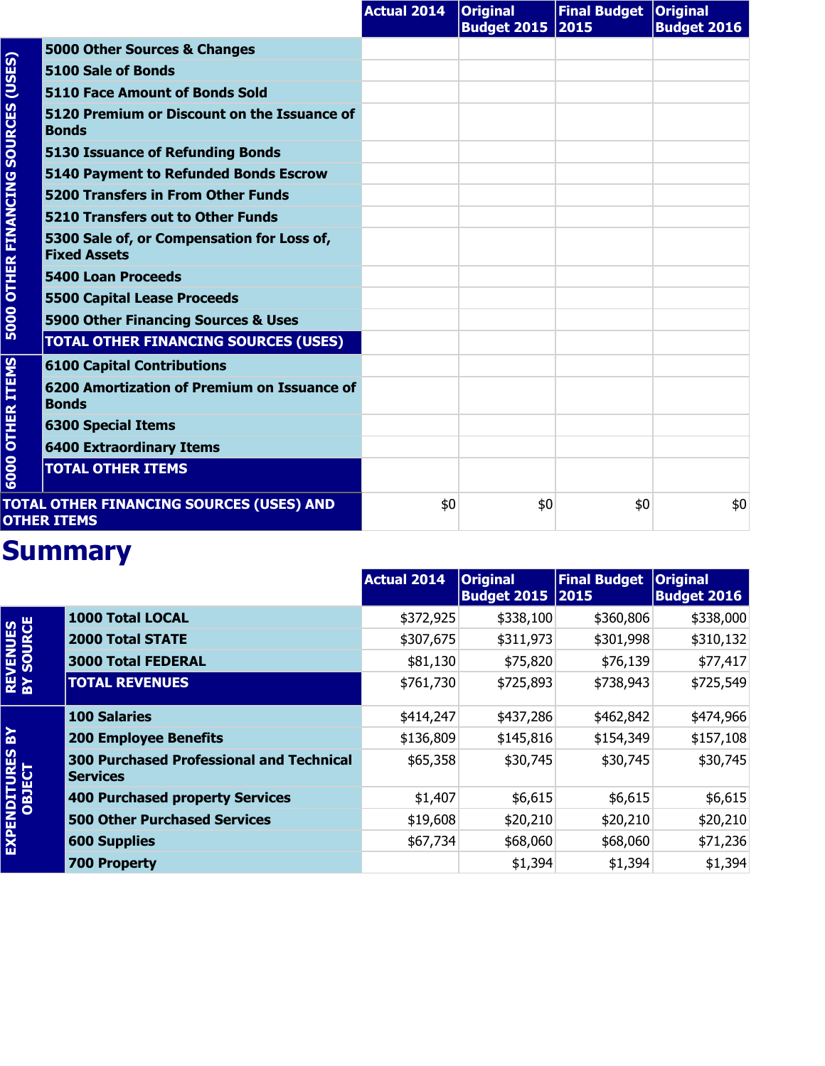| | | Actual 2014 | Original Budget 2015 | Final Budget 2015 | Original Budget 2016 |
|---|---|---|---|---|---|
| 5000 OTHER FINANCING SOURCES (USES) | 5000 Other Sources & Changes | | | | |
| | 5100 Sale of Bonds | | | | |
| | 5110 Face Amount of Bonds Sold | | | | |
| | 5120 Premium or Discount on the Issuance of Bonds | | | | |
| | 5130 Issuance of Refunding Bonds | | | | |
| | 5140 Payment to Refunded Bonds Escrow | | | | |
| | 5200 Transfers in From Other Funds | | | | |
| | 5210 Transfers out to Other Funds | | | | |
| | 5300 Sale of, or Compensation for Loss of, Fixed Assets | | | | |
| | 5400 Loan Proceeds | | | | |
| | 5500 Capital Lease Proceeds | | | | |
| | 5900 Other Financing Sources & Uses | | | | |
| | TOTAL OTHER FINANCING SOURCES (USES) | | | | |
| 6000 OTHER ITEMS | 6100 Capital Contributions | | | | |
| | 6200 Amortization of Premium on Issuance of Bonds | | | | |
| | 6300 Special Items | | | | |
| | 6400 Extraordinary Items | | | | |
| | TOTAL OTHER ITEMS | | | | |
| TOTAL OTHER FINANCING SOURCES (USES) AND OTHER ITEMS | | $0 | $0 | $0 | $0 |

# Summary

| | | Actual 2014 | Original Budget 2015 | Final Budget 2015 | Original Budget 2016 |
|---|---|---|---|---|---|
| REVENUES BY SOURCE | 1000 Total LOCAL | $372,925 | $338,100 | $360,806 | $338,000 |
| | 2000 Total STATE | $307,675 | $311,973 | $301,998 | $310,132 |
| | 3000 Total FEDERAL | $81,130 | $75,820 | $76,139 | $77,417 |
| | TOTAL REVENUES | $761,730 | $725,893 | $738,943 | $725,549 |
| EXPENDITURES BY OBJECT | 100 Salaries | $414,247 | $437,286 | $462,842 | $474,966 |
| | 200 Employee Benefits | $136,809 | $145,816 | $154,349 | $157,108 |
| | 300 Purchased Professional and Technical Services | $65,358 | $30,745 | $30,745 | $30,745 |
| | 400 Purchased property Services | $1,407 | $6,615 | $6,615 | $6,615 |
| | 500 Other Purchased Services | $19,608 | $20,210 | $20,210 | $20,210 |
| | 600 Supplies | $67,734 | $68,060 | $68,060 | $71,236 |
| | 700 Property | | $1,394 | $1,394 | $1,394 |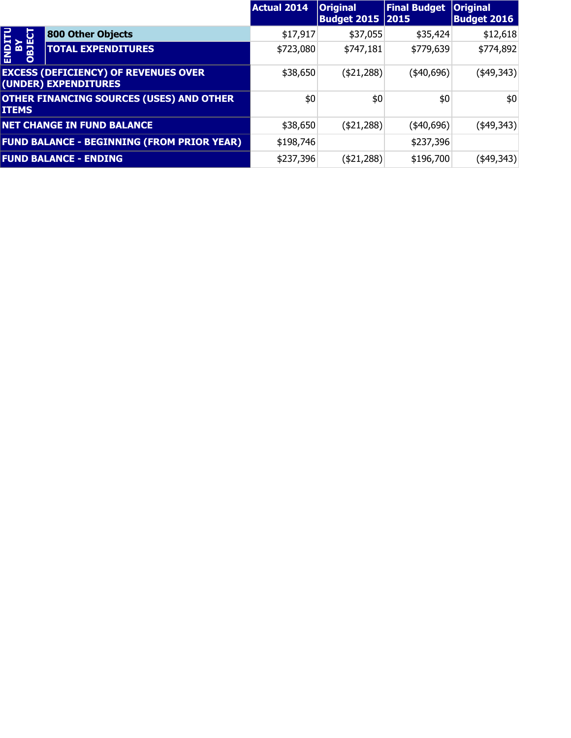| | | Actual 2014 | Original Budget 2015 | Final Budget 2015 | Original Budget 2016 |
|---|---|---|---|---|---|
| ENDITU BY OBJECT | 800 Other Objects | $17,917 | $37,055 | $35,424 | $12,618 |
| | TOTAL EXPENDITURES | $723,080 | $747,181 | $779,639 | $774,892 |
| EXCESS (DEFICIENCY) OF REVENUES OVER (UNDER) EXPENDITURES | | $38,650 | ($21,288) | ($40,696) | ($49,343) |
| OTHER FINANCING SOURCES (USES) AND OTHER ITEMS | | $0 | $0 | $0 | $0 |
| NET CHANGE IN FUND BALANCE | | $38,650 | ($21,288) | ($40,696) | ($49,343) |
| FUND BALANCE - BEGINNING (FROM PRIOR YEAR) | | $198,746 | | $237,396 | |
| FUND BALANCE - ENDING | | $237,396 | ($21,288) | $196,700 | ($49,343) |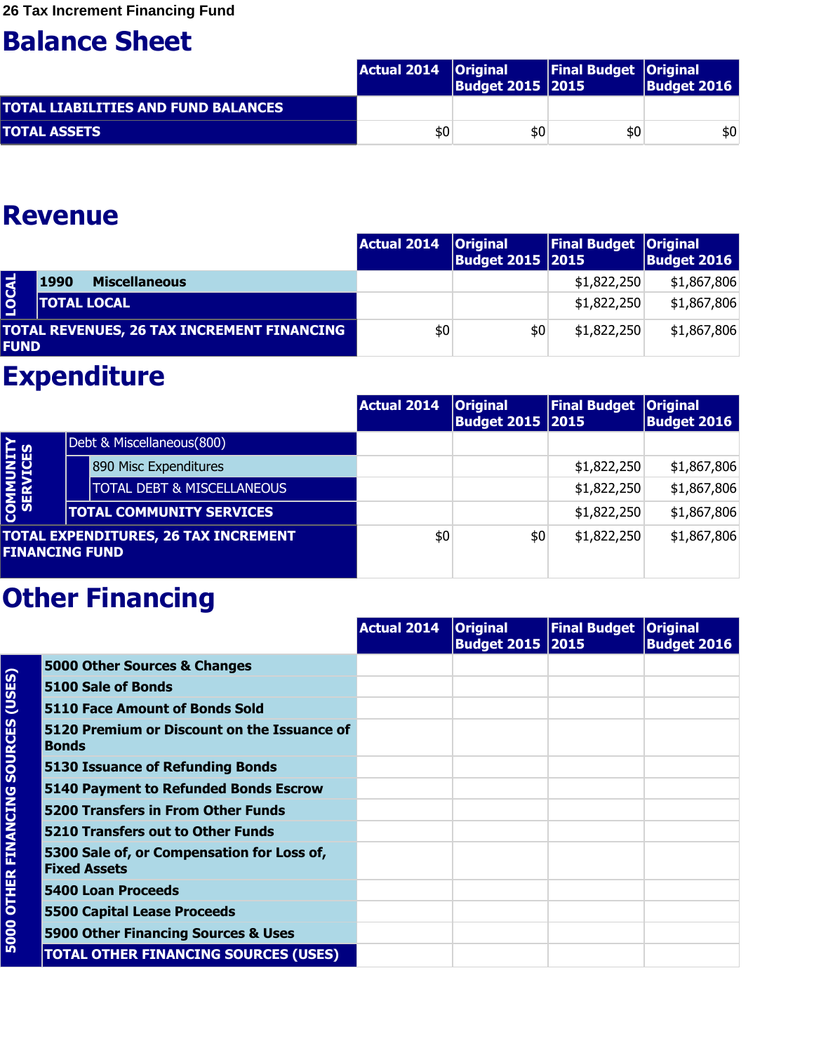26 Tax Increment Financing Fund

# Balance Sheet

| | Actual 2014 | Original Budget 2015 | Final Budget 2015 | Original Budget 2016 |
|---|---|---|---|---|
| **TOTAL LIABILITIES AND FUND BALANCES** | | | | |
| **TOTAL ASSETS** | $0 | $0 | $0 | $0 |

# Revenue

| | | Actual 2014 | Original Budget 2015 | Final Budget 2015 | Original Budget 2016 |
|---|---|---|---|---|---|
| LOCAL | **1990 Miscellaneous** | | | $1,822,250 | $1,867,806 |
| | **TOTAL LOCAL** | | | $1,822,250 | $1,867,806 |
| **TOTAL REVENUES, 26 TAX INCREMENT FINANCING FUND** | | $0 | $0 | $1,822,250 | $1,867,806 |

# Expenditure

| | | | Actual 2014 | Original Budget 2015 | Final Budget 2015 | Original Budget 2016 |
|---|---|---|---|---|---|---|
| COMMUNITY SERVICES | Debt & Miscellaneous(800) | | | | | |
| | | 890 Misc Expenditures | | | $1,822,250 | $1,867,806 |
| | | TOTAL DEBT & MISCELLANEOUS | | | $1,822,250 | $1,867,806 |
| | **TOTAL COMMUNITY SERVICES** | | | | $1,822,250 | $1,867,806 |
| **TOTAL EXPENDITURES, 26 TAX INCREMENT FINANCING FUND** | | | $0 | $0 | $1,822,250 | $1,867,806 |

# Other Financing

| | | Actual 2014 | Original Budget 2015 | Final Budget 2015 | Original Budget 2016 |
|---|---|---|---|---|---|
| 5000 OTHER FINANCING SOURCES (USES) | **5000 Other Sources & Changes** | | | | |
| | **5100 Sale of Bonds** | | | | |
| | **5110 Face Amount of Bonds Sold** | | | | |
| | **5120 Premium or Discount on the Issuance of Bonds** | | | | |
| | **5130 Issuance of Refunding Bonds** | | | | |
| | **5140 Payment to Refunded Bonds Escrow** | | | | |
| | **5200 Transfers in From Other Funds** | | | | |
| | **5210 Transfers out to Other Funds** | | | | |
| | **5300 Sale of, or Compensation for Loss of, Fixed Assets** | | | | |
| | **5400 Loan Proceeds** | | | | |
| | **5500 Capital Lease Proceeds** | | | | |
| | **5900 Other Financing Sources & Uses** | | | | |
| | **TOTAL OTHER FINANCING SOURCES (USES)** | | | | |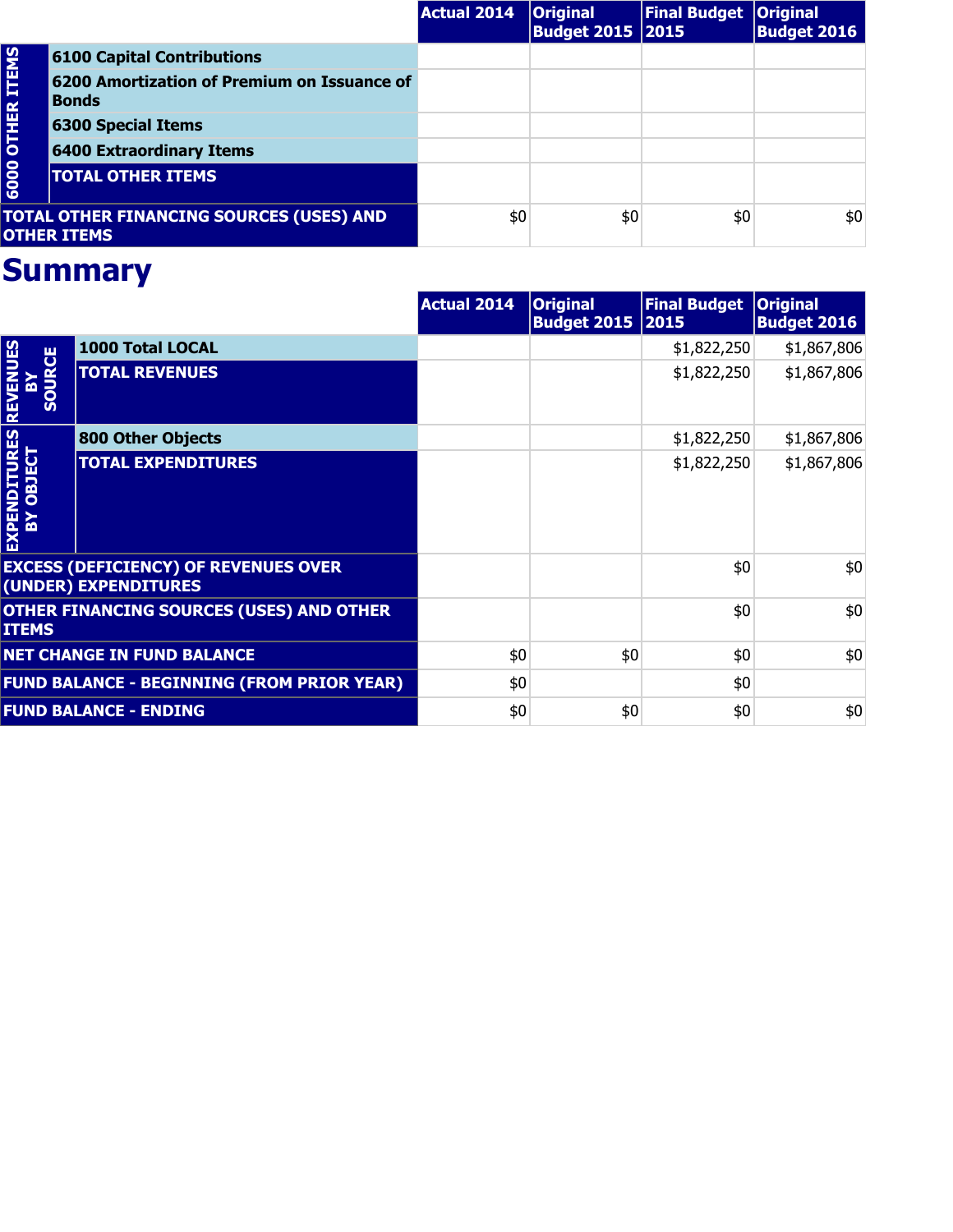| | | Actual 2014 | Original Budget 2015 | Final Budget 2015 | Original Budget 2016 |
|---|---|---|---|---|---|
| 6000 OTHER ITEMS | 6100 Capital Contributions | | | | |
| | 6200 Amortization of Premium on Issuance of Bonds | | | | |
| | 6300 Special Items | | | | |
| | 6400 Extraordinary Items | | | | |
| | TOTAL OTHER ITEMS | | | | |
| TOTAL OTHER FINANCING SOURCES (USES) AND OTHER ITEMS | | $0 | $0 | $0 | $0 |

# Summary

| | | Actual 2014 | Original Budget 2015 | Final Budget 2015 | Original Budget 2016 |
|---|---|---|---|---|---|
| REVENUES BY SOURCE | 1000 Total LOCAL | | | $1,822,250 | $1,867,806 |
| | TOTAL REVENUES | | | $1,822,250 | $1,867,806 |
| EXPENDITURES BY OBJECT | 800 Other Objects | | | $1,822,250 | $1,867,806 |
| | TOTAL EXPENDITURES | | | $1,822,250 | $1,867,806 |
| EXCESS (DEFICIENCY) OF REVENUES OVER (UNDER) EXPENDITURES | | | | $0 | $0 |
| OTHER FINANCING SOURCES (USES) AND OTHER ITEMS | | | | $0 | $0 |
| NET CHANGE IN FUND BALANCE | | $0 | $0 | $0 | $0 |
| FUND BALANCE - BEGINNING (FROM PRIOR YEAR) | | $0 | | $0 | |
| FUND BALANCE - ENDING | | $0 | $0 | $0 | $0 |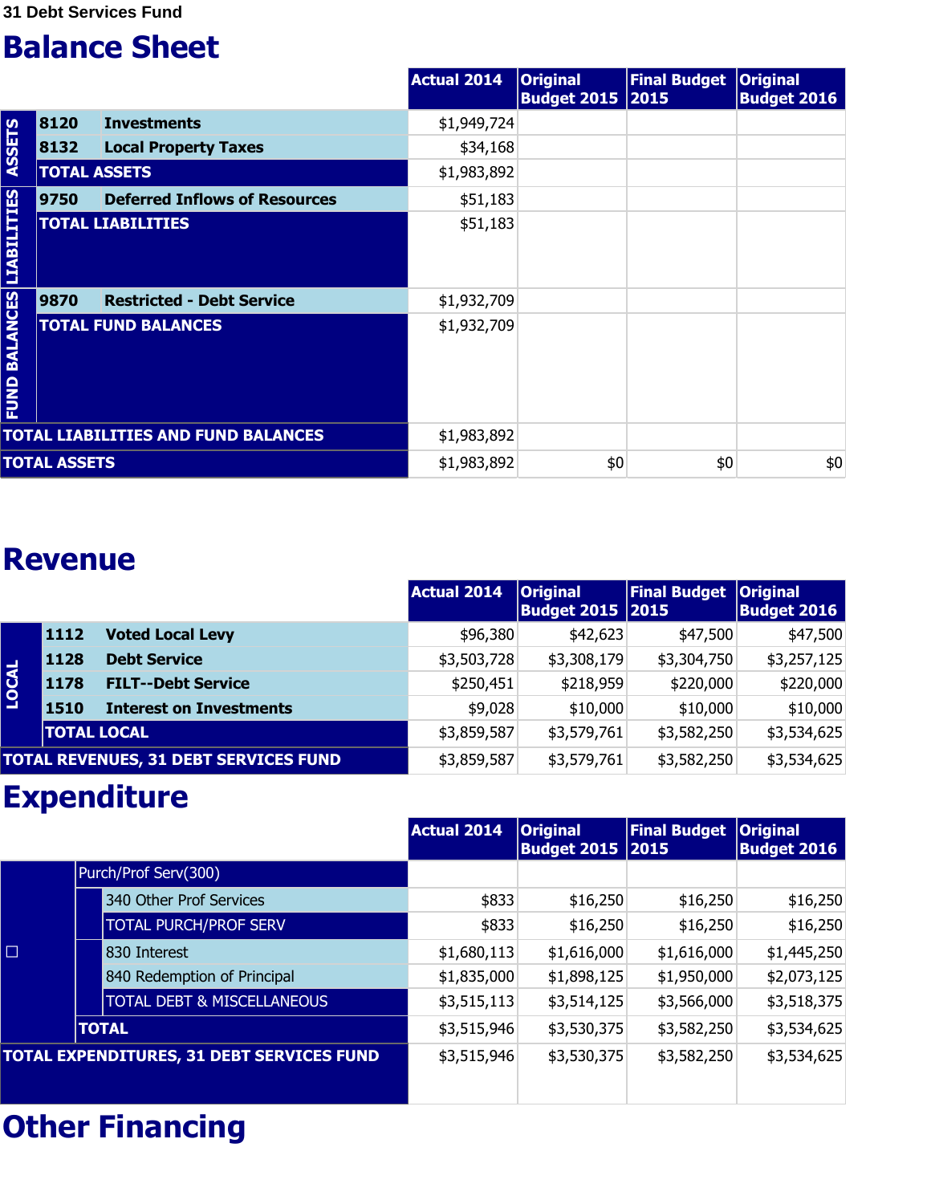31 Debt Services Fund

# Balance Sheet

| | | | Actual 2014 | Original Budget 2015 | Final Budget 2015 | Original Budget 2016 |
|---|---|---|---|---|---|---|
| ASSETS | 8120 | Investments | $1,949,724 | | | |
| | 8132 | Local Property Taxes | $34,168 | | | |
| | TOTAL ASSETS | | $1,983,892 | | | |
| LIABILITIES | 9750 | Deferred Inflows of Resources | $51,183 | | | |
| | TOTAL LIABILITIES | | $51,183 | | | |
| FUND BALANCES | 9870 | Restricted - Debt Service | $1,932,709 | | | |
| | TOTAL FUND BALANCES | | $1,932,709 | | | |
| TOTAL LIABILITIES AND FUND BALANCES | | | $1,983,892 | | | |
| TOTAL ASSETS | | | $1,983,892 | $0 | $0 | $0 |

# Revenue

| | | | Actual 2014 | Original Budget 2015 | Final Budget 2015 | Original Budget 2016 |
|---|---|---|---|---|---|---|
| LOCAL | 1112 | Voted Local Levy | $96,380 | $42,623 | $47,500 | $47,500 |
| | 1128 | Debt Service | $3,503,728 | $3,308,179 | $3,304,750 | $3,257,125 |
| | 1178 | FILT--Debt Service | $250,451 | $218,959 | $220,000 | $220,000 |
| | 1510 | Interest on Investments | $9,028 | $10,000 | $10,000 | $10,000 |
| | TOTAL LOCAL | | $3,859,587 | $3,579,761 | $3,582,250 | $3,534,625 |
| TOTAL REVENUES, 31 DEBT SERVICES FUND | | | $3,859,587 | $3,579,761 | $3,582,250 | $3,534,625 |

# Expenditure

| | | | Actual 2014 | Original Budget 2015 | Final Budget 2015 | Original Budget 2016 |
|---|---|---|---|---|---|---|
| ☐ | Purch/Prof Serv(300) | | | | | |
| | | 340 Other Prof Services | $833 | $16,250 | $16,250 | $16,250 |
| | | TOTAL PURCH/PROF SERV | $833 | $16,250 | $16,250 | $16,250 |
| | | 830 Interest | $1,680,113 | $1,616,000 | $1,616,000 | $1,445,250 |
| | | 840 Redemption of Principal | $1,835,000 | $1,898,125 | $1,950,000 | $2,073,125 |
| | | TOTAL DEBT & MISCELLANEOUS | $3,515,113 | $3,514,125 | $3,566,000 | $3,518,375 |
| | TOTAL | | $3,515,946 | $3,530,375 | $3,582,250 | $3,534,625 |
| TOTAL EXPENDITURES, 31 DEBT SERVICES FUND | | | $3,515,946 | $3,530,375 | $3,582,250 | $3,534,625 |

# Other Financing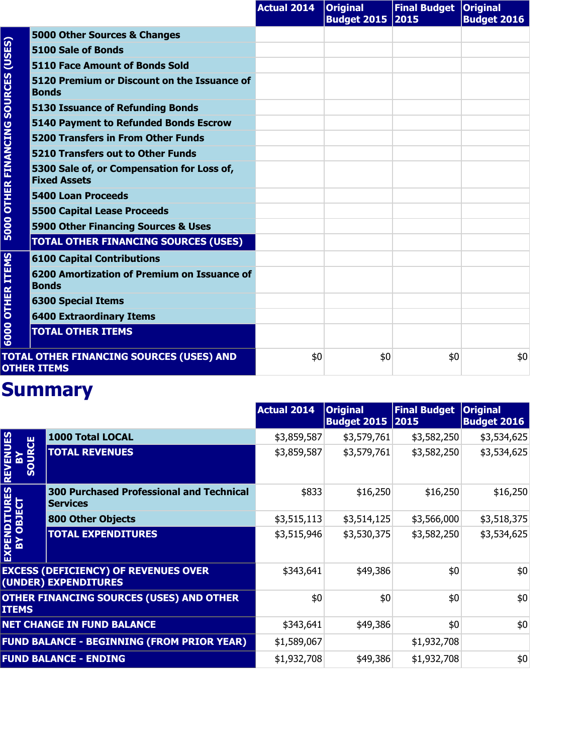| | | Actual 2014 | Original Budget 2015 | Final Budget 2015 | Original Budget 2016 |
|---|---|---|---|---|---|
| 5000 OTHER FINANCING SOURCES (USES) | 5000 Other Sources & Changes | | | | |
| | 5100 Sale of Bonds | | | | |
| | 5110 Face Amount of Bonds Sold | | | | |
| | 5120 Premium or Discount on the Issuance of Bonds | | | | |
| | 5130 Issuance of Refunding Bonds | | | | |
| | 5140 Payment to Refunded Bonds Escrow | | | | |
| | 5200 Transfers in From Other Funds | | | | |
| | 5210 Transfers out to Other Funds | | | | |
| | 5300 Sale of, or Compensation for Loss of, Fixed Assets | | | | |
| | 5400 Loan Proceeds | | | | |
| | 5500 Capital Lease Proceeds | | | | |
| | 5900 Other Financing Sources & Uses | | | | |
| | TOTAL OTHER FINANCING SOURCES (USES) | | | | |
| 6000 OTHER ITEMS | 6100 Capital Contributions | | | | |
| | 6200 Amortization of Premium on Issuance of Bonds | | | | |
| | 6300 Special Items | | | | |
| | 6400 Extraordinary Items | | | | |
| | TOTAL OTHER ITEMS | | | | |
| TOTAL OTHER FINANCING SOURCES (USES) AND OTHER ITEMS | | $0 | $0 | $0 | $0 |

# Summary

| | | Actual 2014 | Original Budget 2015 | Final Budget 2015 | Original Budget 2016 |
|---|---|---|---|---|---|
| REVENUES BY SOURCE | 1000 Total LOCAL | $3,859,587 | $3,579,761 | $3,582,250 | $3,534,625 |
| | TOTAL REVENUES | $3,859,587 | $3,579,761 | $3,582,250 | $3,534,625 |
| EXPENDITURES BY OBJECT | 300 Purchased Professional and Technical Services | $833 | $16,250 | $16,250 | $16,250 |
| | 800 Other Objects | $3,515,113 | $3,514,125 | $3,566,000 | $3,518,375 |
| | TOTAL EXPENDITURES | $3,515,946 | $3,530,375 | $3,582,250 | $3,534,625 |
| EXCESS (DEFICIENCY) OF REVENUES OVER (UNDER) EXPENDITURES | | $343,641 | $49,386 | $0 | $0 |
| OTHER FINANCING SOURCES (USES) AND OTHER ITEMS | | $0 | $0 | $0 | $0 |
| NET CHANGE IN FUND BALANCE | | $343,641 | $49,386 | $0 | $0 |
| FUND BALANCE - BEGINNING (FROM PRIOR YEAR) | | $1,589,067 | | $1,932,708 | |
| FUND BALANCE - ENDING | | $1,932,708 | $49,386 | $1,932,708 | $0 |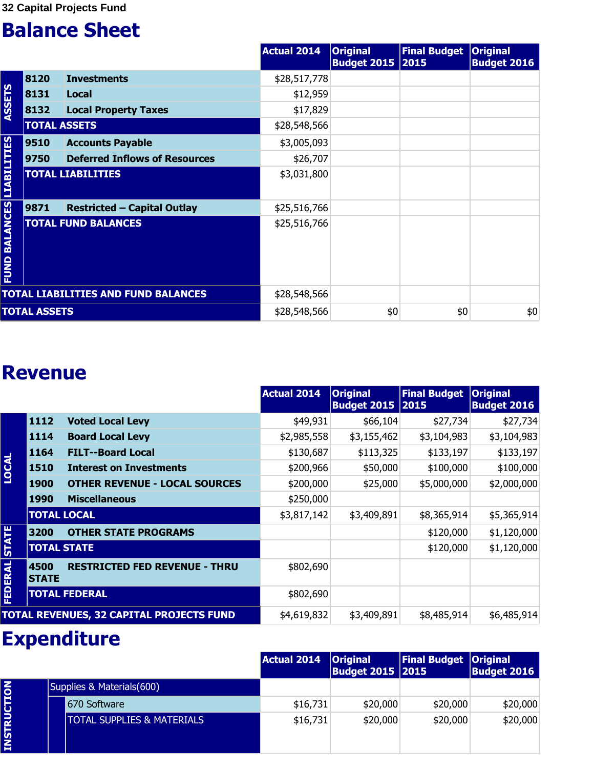32 Capital Projects Fund

# Balance Sheet

| | | | Actual 2014 | Original Budget 2015 | Final Budget 2015 | Original Budget 2016 |
|---|---|---|---|---|---|---|
| ASSETS | 8120 | Investments | $28,517,778 | | | |
| | 8131 | Local | $12,959 | | | |
| | 8132 | Local Property Taxes | $17,829 | | | |
| | TOTAL ASSETS | | $28,548,566 | | | |
| LIABILITIES | 9510 | Accounts Payable | $3,005,093 | | | |
| | 9750 | Deferred Inflows of Resources | $26,707 | | | |
| | TOTAL LIABILITIES | | $3,031,800 | | | |
| FUND BALANCES | 9871 | Restricted – Capital Outlay | $25,516,766 | | | |
| | TOTAL FUND BALANCES | | $25,516,766 | | | |
| TOTAL LIABILITIES AND FUND BALANCES | | | $28,548,566 | | | |
| TOTAL ASSETS | | | $28,548,566 | $0 | $0 | $0 |

# Revenue

| | | | Actual 2014 | Original Budget 2015 | Final Budget 2015 | Original Budget 2016 |
|---|---|---|---|---|---|---|
| LOCAL | 1112 | Voted Local Levy | $49,931 | $66,104 | $27,734 | $27,734 |
| | 1114 | Board Local Levy | $2,985,558 | $3,155,462 | $3,104,983 | $3,104,983 |
| | 1164 | FILT--Board Local | $130,687 | $113,325 | $133,197 | $133,197 |
| | 1510 | Interest on Investments | $200,966 | $50,000 | $100,000 | $100,000 |
| | 1900 | OTHER REVENUE - LOCAL SOURCES | $200,000 | $25,000 | $5,000,000 | $2,000,000 |
| | 1990 | Miscellaneous | $250,000 | | | |
| | TOTAL LOCAL | | $3,817,142 | $3,409,891 | $8,365,914 | $5,365,914 |
| STATE | 3200 | OTHER STATE PROGRAMS | | | $120,000 | $1,120,000 |
| | TOTAL STATE | | | | $120,000 | $1,120,000 |
| FEDERAL | 4500 | RESTRICTED FED REVENUE - THRU STATE | $802,690 | | | |
| | TOTAL FEDERAL | | $802,690 | | | |
| TOTAL REVENUES, 32 CAPITAL PROJECTS FUND | | | $4,619,832 | $3,409,891 | $8,485,914 | $6,485,914 |

# Expenditure

| | | | Actual 2014 | Original Budget 2015 | Final Budget 2015 | Original Budget 2016 |
|---|---|---|---|---|---|---|
| INSTRUCTION | Supplies & Materials(600) | | | | | |
| | | 670 Software | $16,731 | $20,000 | $20,000 | $20,000 |
| | | TOTAL SUPPLIES & MATERIALS | $16,731 | $20,000 | $20,000 | $20,000 |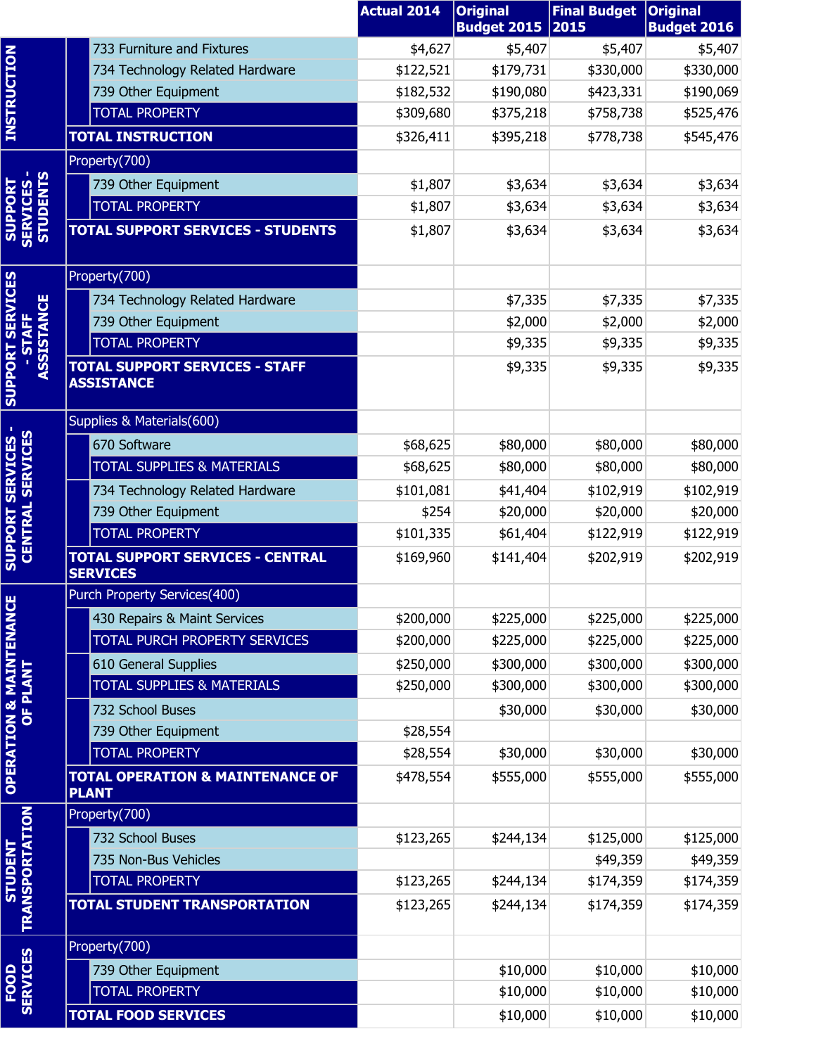| | | Actual 2014 | Original Budget 2015 | Final Budget 2015 | Original Budget 2016 |
|---|---|---|---|---|---|
| INSTRUCTION | 733 Furniture and Fixtures | $4,627 | $5,407 | $5,407 | $5,407 |
| | 734 Technology Related Hardware | $122,521 | $179,731 | $330,000 | $330,000 |
| | 739 Other Equipment | $182,532 | $190,080 | $423,331 | $190,069 |
| | TOTAL PROPERTY | $309,680 | $375,218 | $758,738 | $525,476 |
| | **TOTAL INSTRUCTION** | $326,411 | $395,218 | $778,738 | $545,476 |
| SUPPORT SERVICES - STUDENTS | Property(700) | | | | |
| | 739 Other Equipment | $1,807 | $3,634 | $3,634 | $3,634 |
| | TOTAL PROPERTY | $1,807 | $3,634 | $3,634 | $3,634 |
| | **TOTAL SUPPORT SERVICES - STUDENTS** | $1,807 | $3,634 | $3,634 | $3,634 |
| SUPPORT SERVICES - STAFF ASSISTANCE | Property(700) | | | | |
| | 734 Technology Related Hardware | | $7,335 | $7,335 | $7,335 |
| | 739 Other Equipment | | $2,000 | $2,000 | $2,000 |
| | TOTAL PROPERTY | | $9,335 | $9,335 | $9,335 |
| | **TOTAL SUPPORT SERVICES - STAFF ASSISTANCE** | | $9,335 | $9,335 | $9,335 |
| SUPPORT SERVICES - CENTRAL SERVICES | Supplies & Materials(600) | | | | |
| | 670 Software | $68,625 | $80,000 | $80,000 | $80,000 |
| | TOTAL SUPPLIES & MATERIALS | $68,625 | $80,000 | $80,000 | $80,000 |
| | 734 Technology Related Hardware | $101,081 | $41,404 | $102,919 | $102,919 |
| | 739 Other Equipment | $254 | $20,000 | $20,000 | $20,000 |
| | TOTAL PROPERTY | $101,335 | $61,404 | $122,919 | $122,919 |
| | **TOTAL SUPPORT SERVICES - CENTRAL SERVICES** | $169,960 | $141,404 | $202,919 | $202,919 |
| OPERATION & MAINTENANCE OF PLANT | Purch Property Services(400) | | | | |
| | 430 Repairs & Maint Services | $200,000 | $225,000 | $225,000 | $225,000 |
| | TOTAL PURCH PROPERTY SERVICES | $200,000 | $225,000 | $225,000 | $225,000 |
| | 610 General Supplies | $250,000 | $300,000 | $300,000 | $300,000 |
| | TOTAL SUPPLIES & MATERIALS | $250,000 | $300,000 | $300,000 | $300,000 |
| | 732 School Buses | | $30,000 | $30,000 | $30,000 |
| | 739 Other Equipment | $28,554 | | | |
| | TOTAL PROPERTY | $28,554 | $30,000 | $30,000 | $30,000 |
| | **TOTAL OPERATION & MAINTENANCE OF PLANT** | $478,554 | $555,000 | $555,000 | $555,000 |
| STUDENT TRANSPORTATION | Property(700) | | | | |
| | 732 School Buses | $123,265 | $244,134 | $125,000 | $125,000 |
| | 735 Non-Bus Vehicles | | | $49,359 | $49,359 |
| | TOTAL PROPERTY | $123,265 | $244,134 | $174,359 | $174,359 |
| | **TOTAL STUDENT TRANSPORTATION** | $123,265 | $244,134 | $174,359 | $174,359 |
| FOOD SERVICES | Property(700) | | | | |
| | 739 Other Equipment | | $10,000 | $10,000 | $10,000 |
| | TOTAL PROPERTY | | $10,000 | $10,000 | $10,000 |
| | **TOTAL FOOD SERVICES** | | $10,000 | $10,000 | $10,000 |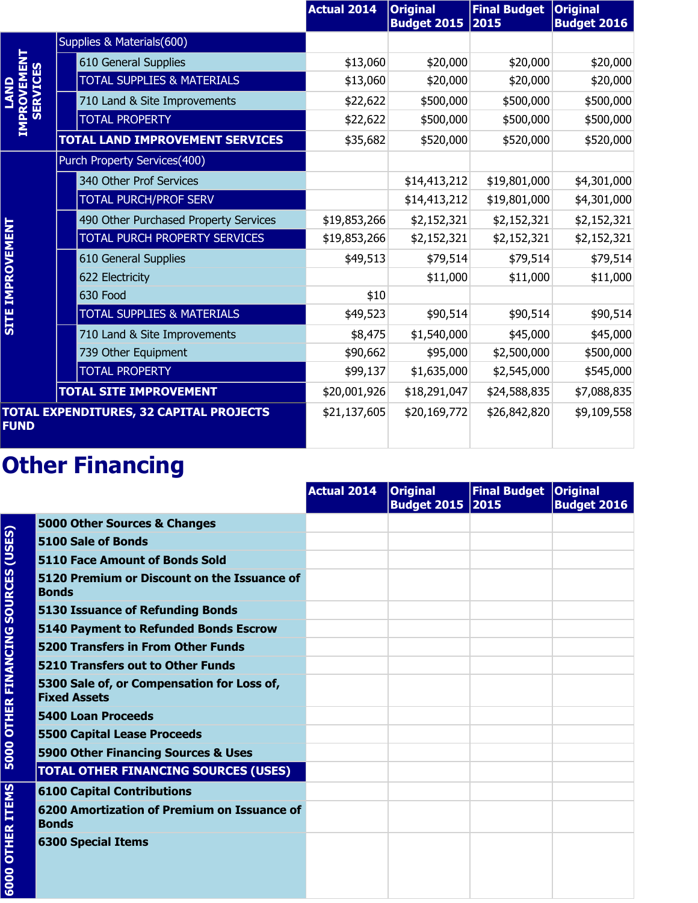| | | | Actual 2014 | Original Budget 2015 | Final Budget 2015 | Original Budget 2016 |
|---|---|---|---|---|---|---|
| LAND IMPROVEMENT SERVICES | Supplies & Materials(600) | | | | | |
| | | 610 General Supplies | $13,060 | $20,000 | $20,000 | $20,000 |
| | | TOTAL SUPPLIES & MATERIALS | $13,060 | $20,000 | $20,000 | $20,000 |
| | | 710 Land & Site Improvements | $22,622 | $500,000 | $500,000 | $500,000 |
| | | TOTAL PROPERTY | $22,622 | $500,000 | $500,000 | $500,000 |
| | TOTAL LAND IMPROVEMENT SERVICES | | $35,682 | $520,000 | $520,000 | $520,000 |
| SITE IMPROVEMENT | Purch Property Services(400) | | | | | |
| | | 340 Other Prof Services | | $14,413,212 | $19,801,000 | $4,301,000 |
| | | TOTAL PURCH/PROF SERV | | $14,413,212 | $19,801,000 | $4,301,000 |
| | | 490 Other Purchased Property Services | $19,853,266 | $2,152,321 | $2,152,321 | $2,152,321 |
| | | TOTAL PURCH PROPERTY SERVICES | $19,853,266 | $2,152,321 | $2,152,321 | $2,152,321 |
| | | 610 General Supplies | $49,513 | $79,514 | $79,514 | $79,514 |
| | | 622 Electricity | | $11,000 | $11,000 | $11,000 |
| | | 630 Food | $10 | | | |
| | | TOTAL SUPPLIES & MATERIALS | $49,523 | $90,514 | $90,514 | $90,514 |
| | | 710 Land & Site Improvements | $8,475 | $1,540,000 | $45,000 | $45,000 |
| | | 739 Other Equipment | $90,662 | $95,000 | $2,500,000 | $500,000 |
| | | TOTAL PROPERTY | $99,137 | $1,635,000 | $2,545,000 | $545,000 |
| | TOTAL SITE IMPROVEMENT | | $20,001,926 | $18,291,047 | $24,588,835 | $7,088,835 |
| TOTAL EXPENDITURES, 32 CAPITAL PROJECTS FUND | | | $21,137,605 | $20,169,772 | $26,842,820 | $9,109,558 |

# Other Financing

| | | Actual 2014 | Original Budget 2015 | Final Budget 2015 | Original Budget 2016 |
|---|---|---|---|---|---|
| 5000 OTHER FINANCING SOURCES (USES) | **5000 Other Sources & Changes** | | | | |
| | **5100 Sale of Bonds** | | | | |
| | **5110 Face Amount of Bonds Sold** | | | | |
| | **5120 Premium or Discount on the Issuance of Bonds** | | | | |
| | **5130 Issuance of Refunding Bonds** | | | | |
| | **5140 Payment to Refunded Bonds Escrow** | | | | |
| | **5200 Transfers in From Other Funds** | | | | |
| | **5210 Transfers out to Other Funds** | | | | |
| | **5300 Sale of, or Compensation for Loss of, Fixed Assets** | | | | |
| | **5400 Loan Proceeds** | | | | |
| | **5500 Capital Lease Proceeds** | | | | |
| | **5900 Other Financing Sources & Uses** | | | | |
| | **TOTAL OTHER FINANCING SOURCES (USES)** | | | | |
| 6000 OTHER ITEMS | **6100 Capital Contributions** | | | | |
| | **6200 Amortization of Premium on Issuance of Bonds** | | | | |
| | **6300 Special Items** | | | | |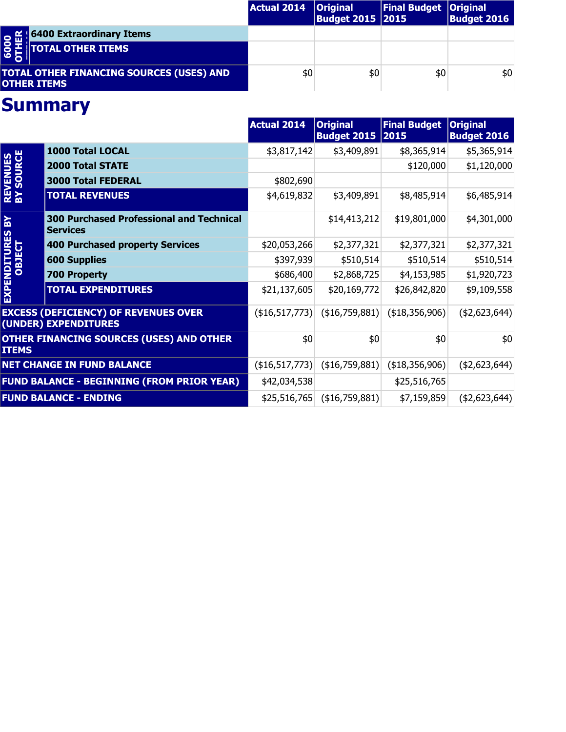| | | Actual 2014 | Original Budget 2015 | Final Budget 2015 | Original Budget 2016 |
|---|---|---|---|---|---|
| 6000 OTHER | 6400 Extraordinary Items | | | | |
| | TOTAL OTHER ITEMS | | | | |
| TOTAL OTHER FINANCING SOURCES (USES) AND OTHER ITEMS | | $0 | $0 | $0 | $0 |

# Summary

| | | Actual 2014 | Original Budget 2015 | Final Budget 2015 | Original Budget 2016 |
|---|---|---|---|---|---|
| REVENUES BY SOURCE | 1000 Total LOCAL | $3,817,142 | $3,409,891 | $8,365,914 | $5,365,914 |
| | 2000 Total STATE | | | $120,000 | $1,120,000 |
| | 3000 Total FEDERAL | $802,690 | | | |
| | TOTAL REVENUES | $4,619,832 | $3,409,891 | $8,485,914 | $6,485,914 |
| EXPENDITURES BY OBJECT | 300 Purchased Professional and Technical Services | | $14,413,212 | $19,801,000 | $4,301,000 |
| | 400 Purchased property Services | $20,053,266 | $2,377,321 | $2,377,321 | $2,377,321 |
| | 600 Supplies | $397,939 | $510,514 | $510,514 | $510,514 |
| | 700 Property | $686,400 | $2,868,725 | $4,153,985 | $1,920,723 |
| | TOTAL EXPENDITURES | $21,137,605 | $20,169,772 | $26,842,820 | $9,109,558 |
| EXCESS (DEFICIENCY) OF REVENUES OVER (UNDER) EXPENDITURES | | ($16,517,773) | ($16,759,881) | ($18,356,906) | ($2,623,644) |
| OTHER FINANCING SOURCES (USES) AND OTHER ITEMS | | $0 | $0 | $0 | $0 |
| NET CHANGE IN FUND BALANCE | | ($16,517,773) | ($16,759,881) | ($18,356,906) | ($2,623,644) |
| FUND BALANCE - BEGINNING (FROM PRIOR YEAR) | | $42,034,538 | | $25,516,765 | |
| FUND BALANCE - ENDING | | $25,516,765 | ($16,759,881) | $7,159,859 | ($2,623,644) |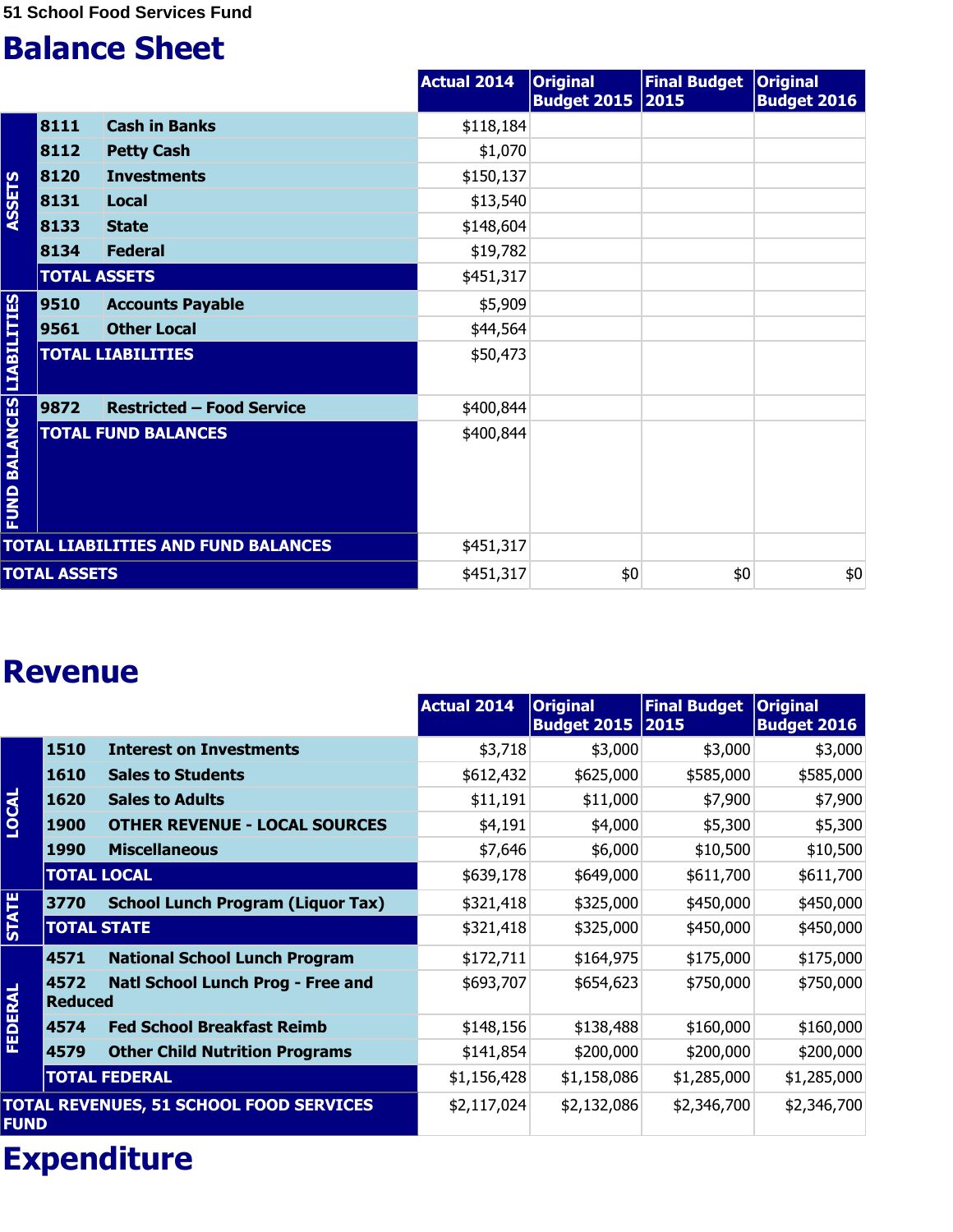51 School Food Services Fund

# Balance Sheet

| | | | Actual 2014 | Original Budget 2015 | Final Budget 2015 | Original Budget 2016 |
|---|---|---|---|---|---|---|
| ASSETS | 8111 | Cash in Banks | $118,184 | | | |
| | 8112 | Petty Cash | $1,070 | | | |
| | 8120 | Investments | $150,137 | | | |
| | 8131 | Local | $13,540 | | | |
| | 8133 | State | $148,604 | | | |
| | 8134 | Federal | $19,782 | | | |
| | TOTAL ASSETS | | $451,317 | | | |
| LIABILITIES | 9510 | Accounts Payable | $5,909 | | | |
| | 9561 | Other Local | $44,564 | | | |
| | TOTAL LIABILITIES | | $50,473 | | | |
| FUND BALANCES | 9872 | Restricted – Food Service | $400,844 | | | |
| | TOTAL FUND BALANCES | | $400,844 | | | |
| TOTAL LIABILITIES AND FUND BALANCES | | | $451,317 | | | |
| TOTAL ASSETS | | | $451,317 | $0 | $0 | $0 |

# Revenue

| | | | Actual 2014 | Original Budget 2015 | Final Budget 2015 | Original Budget 2016 |
|---|---|---|---|---|---|---|
| LOCAL | 1510 | Interest on Investments | $3,718 | $3,000 | $3,000 | $3,000 |
| | 1610 | Sales to Students | $612,432 | $625,000 | $585,000 | $585,000 |
| | 1620 | Sales to Adults | $11,191 | $11,000 | $7,900 | $7,900 |
| | 1900 | OTHER REVENUE - LOCAL SOURCES | $4,191 | $4,000 | $5,300 | $5,300 |
| | 1990 | Miscellaneous | $7,646 | $6,000 | $10,500 | $10,500 |
| | TOTAL LOCAL | | $639,178 | $649,000 | $611,700 | $611,700 |
| STATE | 3770 | School Lunch Program (Liquor Tax) | $321,418 | $325,000 | $450,000 | $450,000 |
| | TOTAL STATE | | $321,418 | $325,000 | $450,000 | $450,000 |
| FEDERAL | 4571 | National School Lunch Program | $172,711 | $164,975 | $175,000 | $175,000 |
| | 4572 | Natl School Lunch Prog - Free and Reduced | $693,707 | $654,623 | $750,000 | $750,000 |
| | 4574 | Fed School Breakfast Reimb | $148,156 | $138,488 | $160,000 | $160,000 |
| | 4579 | Other Child Nutrition Programs | $141,854 | $200,000 | $200,000 | $200,000 |
| | TOTAL FEDERAL | | $1,156,428 | $1,158,086 | $1,285,000 | $1,285,000 |
| TOTAL REVENUES, 51 SCHOOL FOOD SERVICES FUND | | | $2,117,024 | $2,132,086 | $2,346,700 | $2,346,700 |

# Expenditure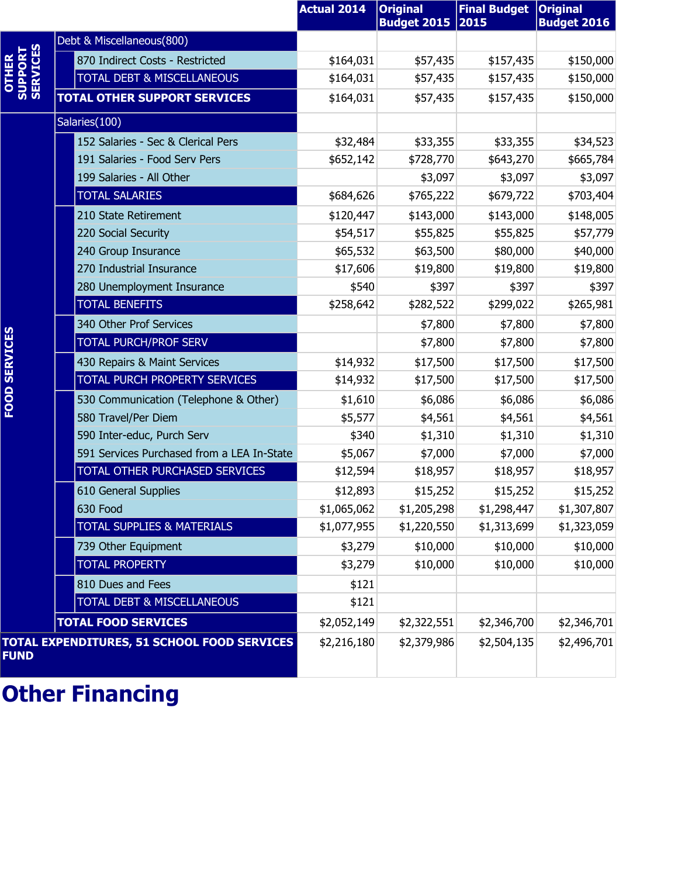| | | | Actual 2014 | Original Budget 2015 | Final Budget 2015 | Original Budget 2016 |
|---|---|---|---|---|---|---|
| OTHER SUPPORT SERVICES | Debt & Miscellaneous(800) | | | | | |
| | | 870 Indirect Costs - Restricted | $164,031 | $57,435 | $157,435 | $150,000 |
| | | TOTAL DEBT & MISCELLANEOUS | $164,031 | $57,435 | $157,435 | $150,000 |
| | **TOTAL OTHER SUPPORT SERVICES** | | $164,031 | $57,435 | $157,435 | $150,000 |
| FOOD SERVICES | Salaries(100) | | | | | |
| | | 152 Salaries - Sec & Clerical Pers | $32,484 | $33,355 | $33,355 | $34,523 |
| | | 191 Salaries - Food Serv Pers | $652,142 | $728,770 | $643,270 | $665,784 |
| | | 199 Salaries - All Other | | $3,097 | $3,097 | $3,097 |
| | | TOTAL SALARIES | $684,626 | $765,222 | $679,722 | $703,404 |
| | | 210 State Retirement | $120,447 | $143,000 | $143,000 | $148,005 |
| | | 220 Social Security | $54,517 | $55,825 | $55,825 | $57,779 |
| | | 240 Group Insurance | $65,532 | $63,500 | $80,000 | $40,000 |
| | | 270 Industrial Insurance | $17,606 | $19,800 | $19,800 | $19,800 |
| | | 280 Unemployment Insurance | $540 | $397 | $397 | $397 |
| | | TOTAL BENEFITS | $258,642 | $282,522 | $299,022 | $265,981 |
| | | 340 Other Prof Services | | $7,800 | $7,800 | $7,800 |
| | | TOTAL PURCH/PROF SERV | | $7,800 | $7,800 | $7,800 |
| | | 430 Repairs & Maint Services | $14,932 | $17,500 | $17,500 | $17,500 |
| | | TOTAL PURCH PROPERTY SERVICES | $14,932 | $17,500 | $17,500 | $17,500 |
| | | 530 Communication (Telephone & Other) | $1,610 | $6,086 | $6,086 | $6,086 |
| | | 580 Travel/Per Diem | $5,577 | $4,561 | $4,561 | $4,561 |
| | | 590 Inter-educ, Purch Serv | $340 | $1,310 | $1,310 | $1,310 |
| | | 591 Services Purchased from a LEA In-State | $5,067 | $7,000 | $7,000 | $7,000 |
| | | TOTAL OTHER PURCHASED SERVICES | $12,594 | $18,957 | $18,957 | $18,957 |
| | | 610 General Supplies | $12,893 | $15,252 | $15,252 | $15,252 |
| | | 630 Food | $1,065,062 | $1,205,298 | $1,298,447 | $1,307,807 |
| | | TOTAL SUPPLIES & MATERIALS | $1,077,955 | $1,220,550 | $1,313,699 | $1,323,059 |
| | | 739 Other Equipment | $3,279 | $10,000 | $10,000 | $10,000 |
| | | TOTAL PROPERTY | $3,279 | $10,000 | $10,000 | $10,000 |
| | | 810 Dues and Fees | $121 | | | |
| | | TOTAL DEBT & MISCELLANEOUS | $121 | | | |
| | **TOTAL FOOD SERVICES** | | $2,052,149 | $2,322,551 | $2,346,700 | $2,346,701 |
| **TOTAL EXPENDITURES, 51 SCHOOL FOOD SERVICES FUND** | | | $2,216,180 | $2,379,986 | $2,504,135 | $2,496,701 |

# Other Financing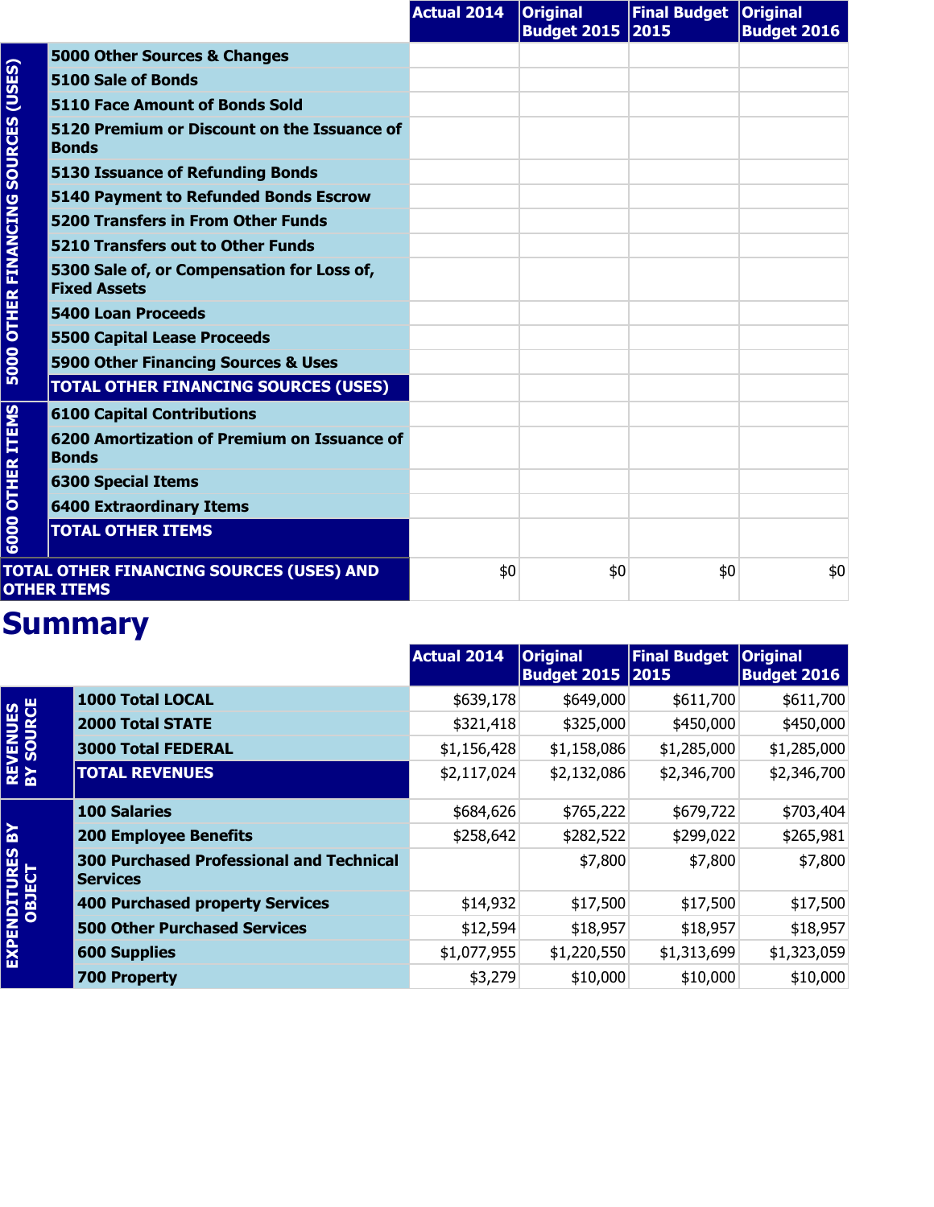| | | Actual 2014 | Original Budget 2015 | Final Budget 2015 | Original Budget 2016 |
|---|---|---|---|---|---|
| 5000 OTHER FINANCING SOURCES (USES) | 5000 Other Sources & Changes | | | | |
| | 5100 Sale of Bonds | | | | |
| | 5110 Face Amount of Bonds Sold | | | | |
| | 5120 Premium or Discount on the Issuance of Bonds | | | | |
| | 5130 Issuance of Refunding Bonds | | | | |
| | 5140 Payment to Refunded Bonds Escrow | | | | |
| | 5200 Transfers in From Other Funds | | | | |
| | 5210 Transfers out to Other Funds | | | | |
| | 5300 Sale of, or Compensation for Loss of, Fixed Assets | | | | |
| | 5400 Loan Proceeds | | | | |
| | 5500 Capital Lease Proceeds | | | | |
| | 5900 Other Financing Sources & Uses | | | | |
| | **TOTAL OTHER FINANCING SOURCES (USES)** | | | | |
| 6000 OTHER ITEMS | 6100 Capital Contributions | | | | |
| | 6200 Amortization of Premium on Issuance of Bonds | | | | |
| | 6300 Special Items | | | | |
| | 6400 Extraordinary Items | | | | |
| | **TOTAL OTHER ITEMS** | | | | |
| **TOTAL OTHER FINANCING SOURCES (USES) AND OTHER ITEMS** | | $0 | $0 | $0 | $0 |

# Summary

| | | Actual 2014 | Original Budget 2015 | Final Budget 2015 | Original Budget 2016 |
|---|---|---|---|---|---|
| REVENUES BY SOURCE | 1000 Total LOCAL | $639,178 | $649,000 | $611,700 | $611,700 |
| | 2000 Total STATE | $321,418 | $325,000 | $450,000 | $450,000 |
| | 3000 Total FEDERAL | $1,156,428 | $1,158,086 | $1,285,000 | $1,285,000 |
| | **TOTAL REVENUES** | $2,117,024 | $2,132,086 | $2,346,700 | $2,346,700 |
| EXPENDITURES BY OBJECT | 100 Salaries | $684,626 | $765,222 | $679,722 | $703,404 |
| | 200 Employee Benefits | $258,642 | $282,522 | $299,022 | $265,981 |
| | 300 Purchased Professional and Technical Services | | $7,800 | $7,800 | $7,800 |
| | 400 Purchased property Services | $14,932 | $17,500 | $17,500 | $17,500 |
| | 500 Other Purchased Services | $12,594 | $18,957 | $18,957 | $18,957 |
| | 600 Supplies | $1,077,955 | $1,220,550 | $1,313,699 | $1,323,059 |
| | 700 Property | $3,279 | $10,000 | $10,000 | $10,000 |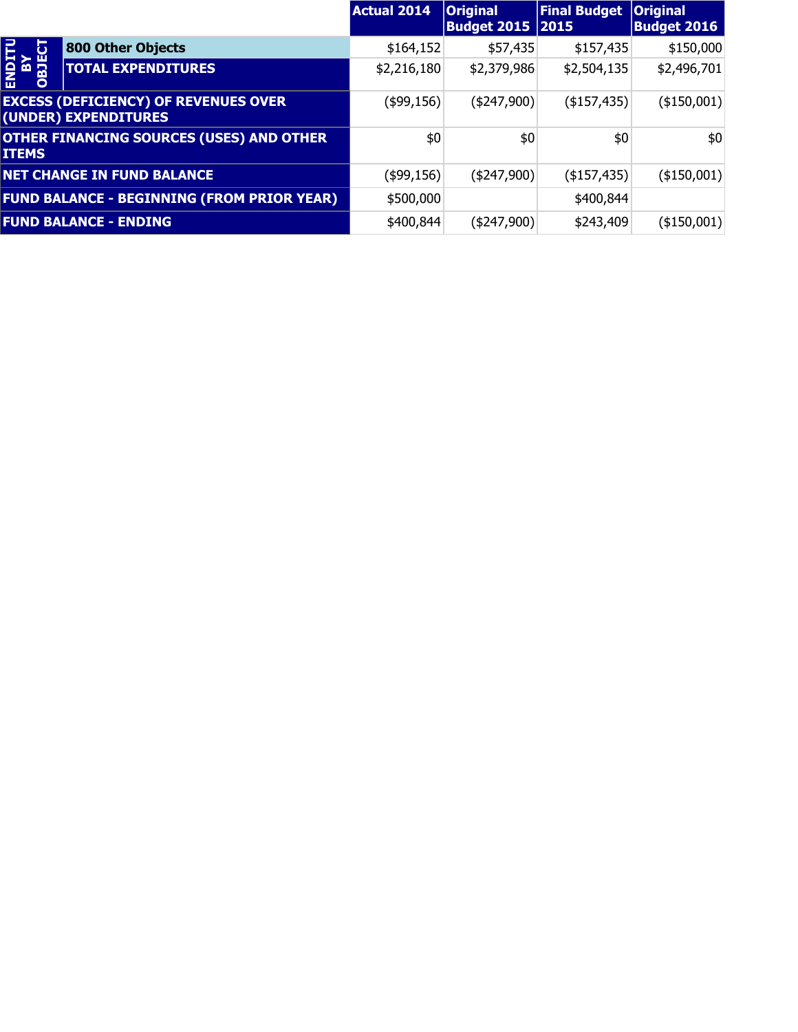| | | Actual 2014 | Original Budget 2015 | Final Budget 2015 | Original Budget 2016 |
|---|---|---|---|---|---|
| ENDITU BY OBJECT | 800 Other Objects | $164,152 | $57,435 | $157,435 | $150,000 |
| | TOTAL EXPENDITURES | $2,216,180 | $2,379,986 | $2,504,135 | $2,496,701 |
| EXCESS (DEFICIENCY) OF REVENUES OVER (UNDER) EXPENDITURES | | ($99,156) | ($247,900) | ($157,435) | ($150,001) |
| OTHER FINANCING SOURCES (USES) AND OTHER ITEMS | | $0 | $0 | $0 | $0 |
| NET CHANGE IN FUND BALANCE | | ($99,156) | ($247,900) | ($157,435) | ($150,001) |
| FUND BALANCE - BEGINNING (FROM PRIOR YEAR) | | $500,000 | | $400,844 | |
| FUND BALANCE - ENDING | | $400,844 | ($247,900) | $243,409 | ($150,001) |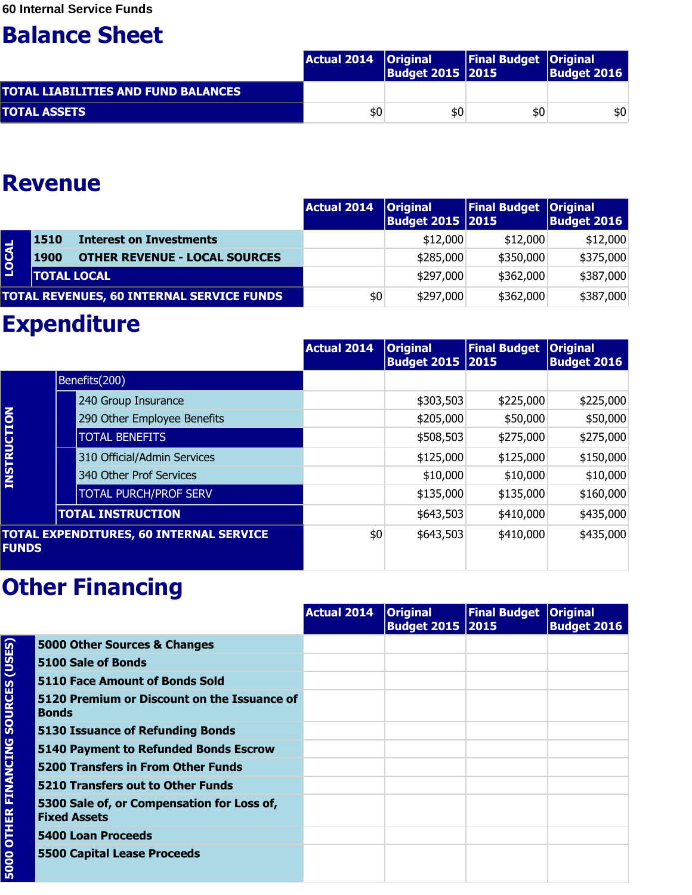60 Internal Service Funds

# Balance Sheet

| | Actual 2014 | Original Budget 2015 | Final Budget 2015 | Original Budget 2016 |
|---|---|---|---|---|
| **TOTAL LIABILITIES AND FUND BALANCES** | | | | |
| **TOTAL ASSETS** | $0 | $0 | $0 | $0 |

# Revenue

| | | Actual 2014 | Original Budget 2015 | Final Budget 2015 | Original Budget 2016 |
|---|---|---|---|---|---|
| **LOCAL** | **1510 Interest on Investments** | | $12,000 | $12,000 | $12,000 |
| | **1900 OTHER REVENUE - LOCAL SOURCES** | | $285,000 | $350,000 | $375,000 |
| | **TOTAL LOCAL** | | $297,000 | $362,000 | $387,000 |
| **TOTAL REVENUES, 60 INTERNAL SERVICE FUNDS** | | $0 | $297,000 | $362,000 | $387,000 |

# Expenditure

| | | Actual 2014 | Original Budget 2015 | Final Budget 2015 | Original Budget 2016 |
|---|---|---|---|---|---|
| **INSTRUCTION** | Benefits(200) | | | | |
| | 240 Group Insurance | | $303,503 | $225,000 | $225,000 |
| | 290 Other Employee Benefits | | $205,000 | $50,000 | $50,000 |
| | TOTAL BENEFITS | | $508,503 | $275,000 | $275,000 |
| | 310 Official/Admin Services | | $125,000 | $125,000 | $150,000 |
| | 340 Other Prof Services | | $10,000 | $10,000 | $10,000 |
| | TOTAL PURCH/PROF SERV | | $135,000 | $135,000 | $160,000 |
| | **TOTAL INSTRUCTION** | | $643,503 | $410,000 | $435,000 |
| **TOTAL EXPENDITURES, 60 INTERNAL SERVICE FUNDS** | | $0 | $643,503 | $410,000 | $435,000 |

# Other Financing

| | | Actual 2014 | Original Budget 2015 | Final Budget 2015 | Original Budget 2016 |
|---|---|---|---|---|---|
| **5000 OTHER FINANCING SOURCES (USES)** | **5000 Other Sources & Changes** | | | | |
| | **5100 Sale of Bonds** | | | | |
| | **5110 Face Amount of Bonds Sold** | | | | |
| | **5120 Premium or Discount on the Issuance of Bonds** | | | | |
| | **5130 Issuance of Refunding Bonds** | | | | |
| | **5140 Payment to Refunded Bonds Escrow** | | | | |
| | **5200 Transfers in From Other Funds** | | | | |
| | **5210 Transfers out to Other Funds** | | | | |
| | **5300 Sale of, or Compensation for Loss of, Fixed Assets** | | | | |
| | **5400 Loan Proceeds** | | | | |
| | **5500 Capital Lease Proceeds** | | | | |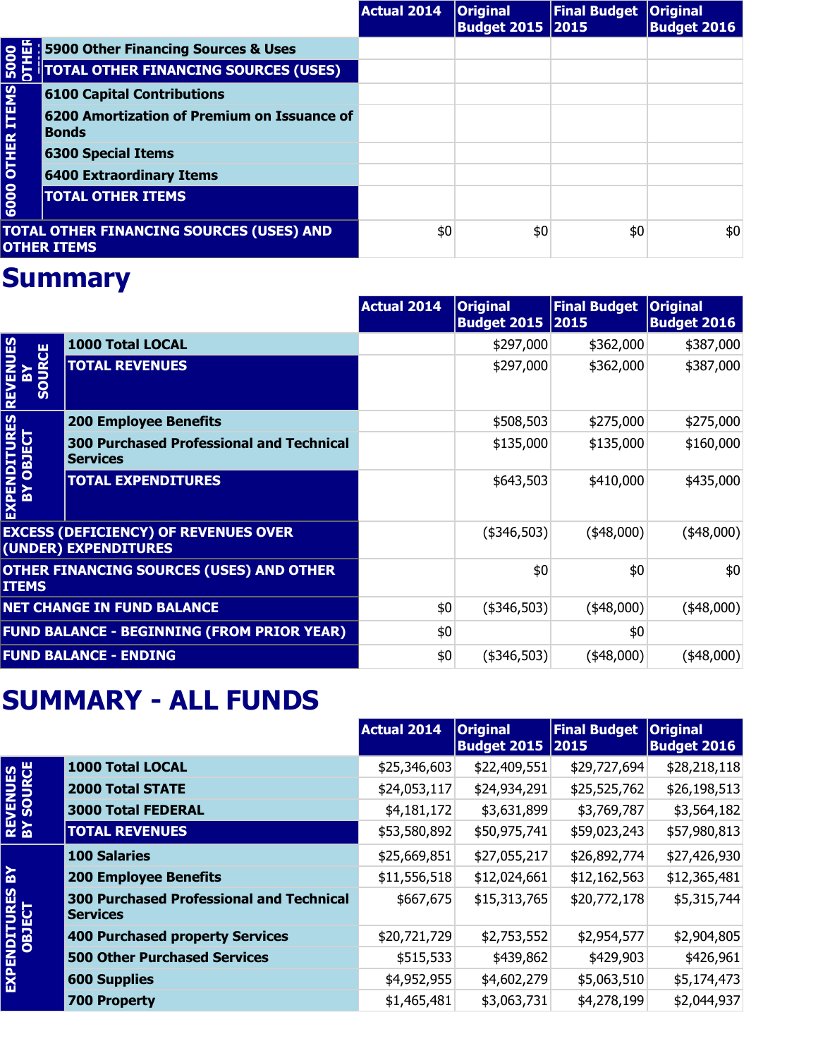| | | Actual 2014 | Original Budget 2015 | Final Budget 2015 | Original Budget 2016 |
|---|---|---|---|---|---|
| 5000 OTHER ... | 5900 Other Financing Sources & Uses | | | | |
| | TOTAL OTHER FINANCING SOURCES (USES) | | | | |
| 6000 OTHER ITEMS | 6100 Capital Contributions | | | | |
| | 6200 Amortization of Premium on Issuance of Bonds | | | | |
| | 6300 Special Items | | | | |
| | 6400 Extraordinary Items | | | | |
| | TOTAL OTHER ITEMS | | | | |
| TOTAL OTHER FINANCING SOURCES (USES) AND OTHER ITEMS | | $0 | $0 | $0 | $0 |

# Summary

| | | Actual 2014 | Original Budget 2015 | Final Budget 2015 | Original Budget 2016 |
|---|---|---|---|---|---|
| REVENUES BY SOURCE | 1000 Total LOCAL | | $297,000 | $362,000 | $387,000 |
| | TOTAL REVENUES | | $297,000 | $362,000 | $387,000 |
| EXPENDITURES BY OBJECT | 200 Employee Benefits | | $508,503 | $275,000 | $275,000 |
| | 300 Purchased Professional and Technical Services | | $135,000 | $135,000 | $160,000 |
| | TOTAL EXPENDITURES | | $643,503 | $410,000 | $435,000 |
| EXCESS (DEFICIENCY) OF REVENUES OVER (UNDER) EXPENDITURES | | | ($346,503) | ($48,000) | ($48,000) |
| OTHER FINANCING SOURCES (USES) AND OTHER ITEMS | | | $0 | $0 | $0 |
| NET CHANGE IN FUND BALANCE | | $0 | ($346,503) | ($48,000) | ($48,000) |
| FUND BALANCE - BEGINNING (FROM PRIOR YEAR) | | $0 | | $0 | |
| FUND BALANCE - ENDING | | $0 | ($346,503) | ($48,000) | ($48,000) |

# SUMMARY - ALL FUNDS

| | | Actual 2014 | Original Budget 2015 | Final Budget 2015 | Original Budget 2016 |
|---|---|---|---|---|---|
| REVENUES BY SOURCE | 1000 Total LOCAL | $25,346,603 | $22,409,551 | $29,727,694 | $28,218,118 |
| | 2000 Total STATE | $24,053,117 | $24,934,291 | $25,525,762 | $26,198,513 |
| | 3000 Total FEDERAL | $4,181,172 | $3,631,899 | $3,769,787 | $3,564,182 |
| | TOTAL REVENUES | $53,580,892 | $50,975,741 | $59,023,243 | $57,980,813 |
| EXPENDITURES BY OBJECT | 100 Salaries | $25,669,851 | $27,055,217 | $26,892,774 | $27,426,930 |
| | 200 Employee Benefits | $11,556,518 | $12,024,661 | $12,162,563 | $12,365,481 |
| | 300 Purchased Professional and Technical Services | $667,675 | $15,313,765 | $20,772,178 | $5,315,744 |
| | 400 Purchased property Services | $20,721,729 | $2,753,552 | $2,954,577 | $2,904,805 |
| | 500 Other Purchased Services | $515,533 | $439,862 | $429,903 | $426,961 |
| | 600 Supplies | $4,952,955 | $4,602,279 | $5,063,510 | $5,174,473 |
| | 700 Property | $1,465,481 | $3,063,731 | $4,278,199 | $2,044,937 |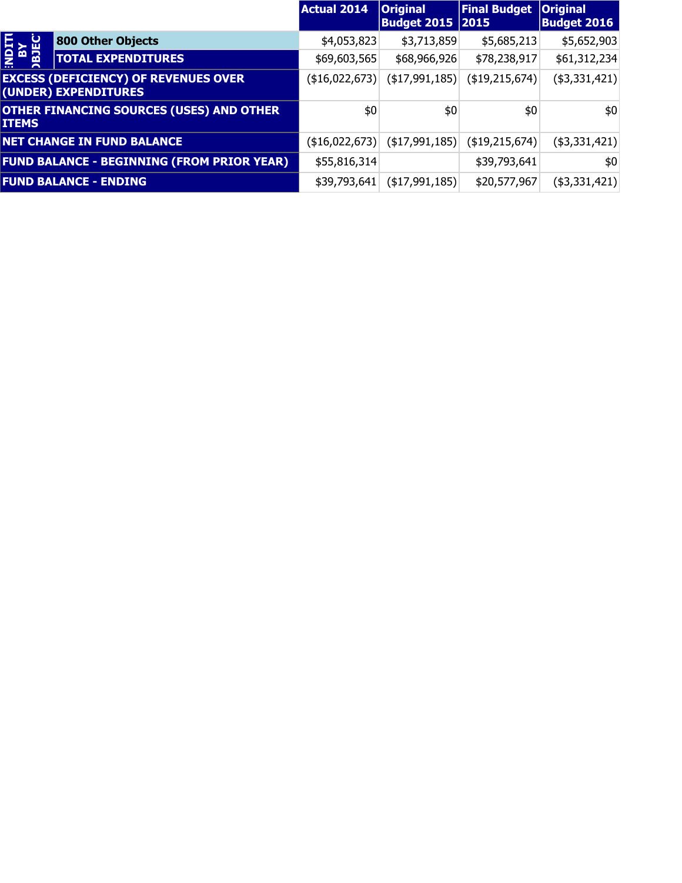| | | Actual 2014 | Original Budget 2015 | Final Budget 2015 | Original Budget 2016 |
|---|---|---|---|---|---|
| EXPENDITURES BY OBJECT | 800 Other Objects | $4,053,823 | $3,713,859 | $5,685,213 | $5,652,903 |
| | TOTAL EXPENDITURES | $69,603,565 | $68,966,926 | $78,238,917 | $61,312,234 |
| EXCESS (DEFICIENCY) OF REVENUES OVER (UNDER) EXPENDITURES | | ($16,022,673) | ($17,991,185) | ($19,215,674) | ($3,331,421) |
| OTHER FINANCING SOURCES (USES) AND OTHER ITEMS | | $0 | $0 | $0 | $0 |
| NET CHANGE IN FUND BALANCE | | ($16,022,673) | ($17,991,185) | ($19,215,674) | ($3,331,421) |
| FUND BALANCE - BEGINNING (FROM PRIOR YEAR) | | $55,816,314 | | $39,793,641 | $0 |
| FUND BALANCE - ENDING | | $39,793,641 | ($17,991,185) | $20,577,967 | ($3,331,421) |